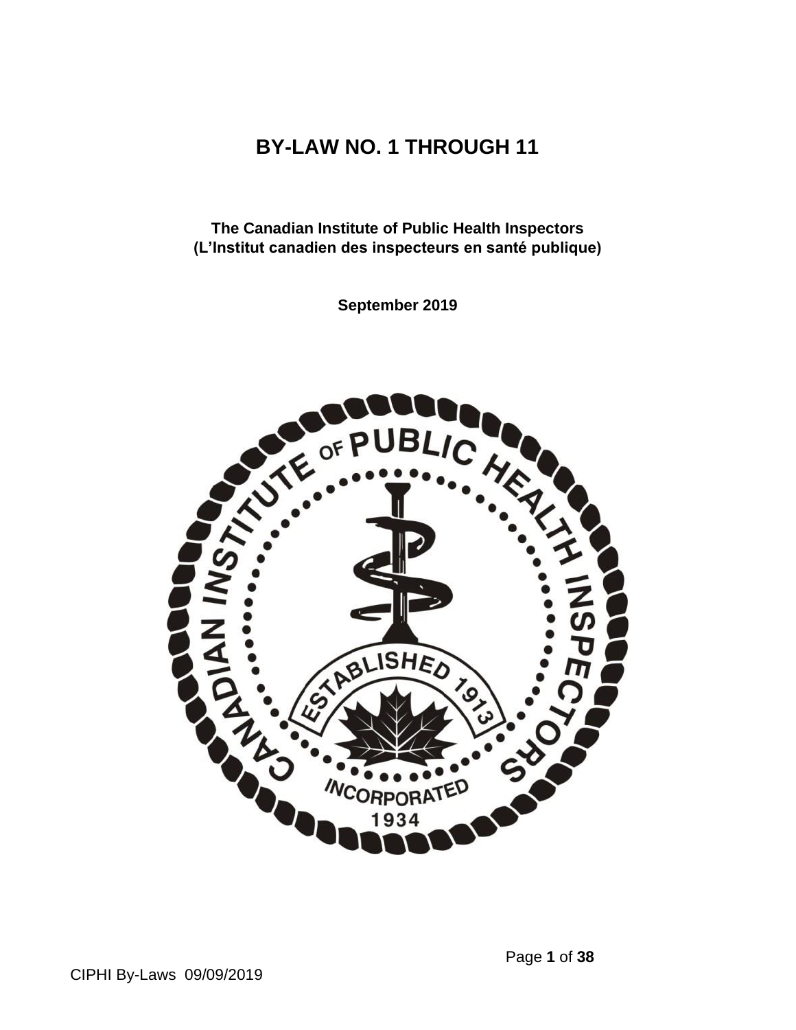# BY-LAW NO. 1 THROUGH 11

**The Canadian Institute of Public Health Inspectors**
**(L'Institut canadien des inspecteurs en santé publique)**

**September 2019**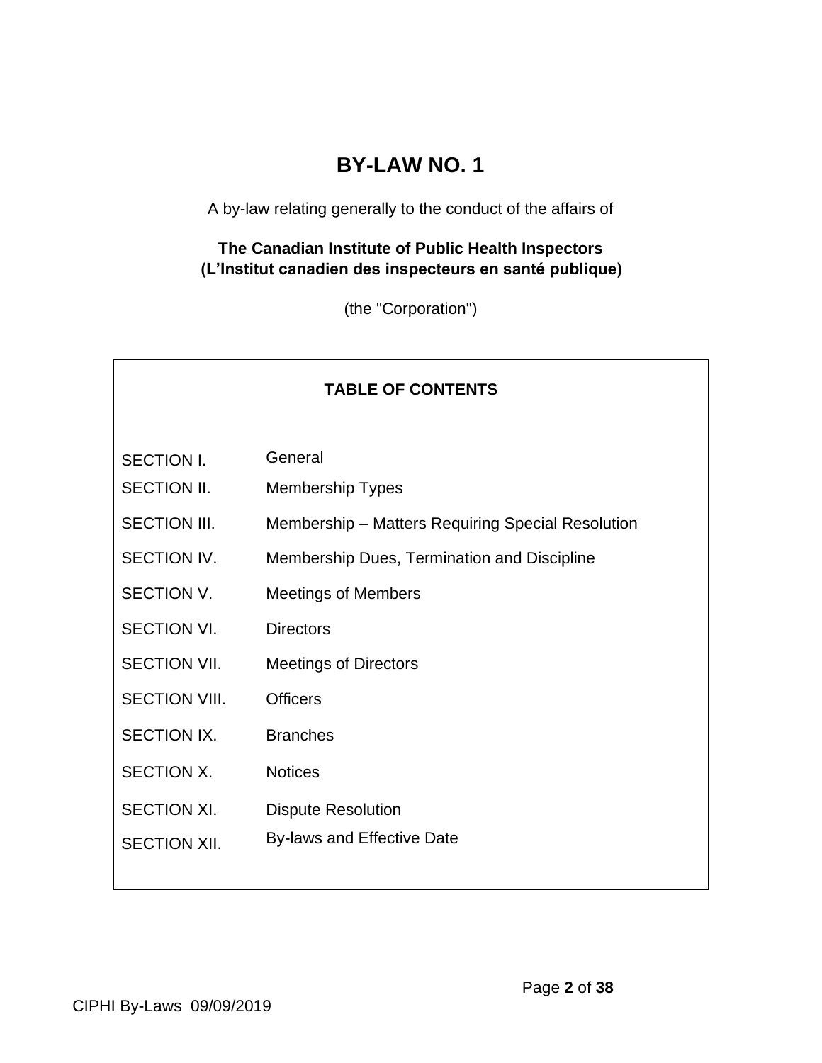# BY-LAW NO. 1

A by-law relating generally to the conduct of the affairs of

**The Canadian Institute of Public Health Inspectors**
**(L'Institut canadien des inspecteurs en santé publique)**

(the "Corporation")

**TABLE OF CONTENTS**

| | |
|---|---|
| SECTION I. | General |
| SECTION II. | Membership Types |
| SECTION III. | Membership – Matters Requiring Special Resolution |
| SECTION IV. | Membership Dues, Termination and Discipline |
| SECTION V. | Meetings of Members |
| SECTION VI. | Directors |
| SECTION VII. | Meetings of Directors |
| SECTION VIII. | Officers |
| SECTION IX. | Branches |
| SECTION X. | Notices |
| SECTION XI. | Dispute Resolution |
| SECTION XII. | By-laws and Effective Date |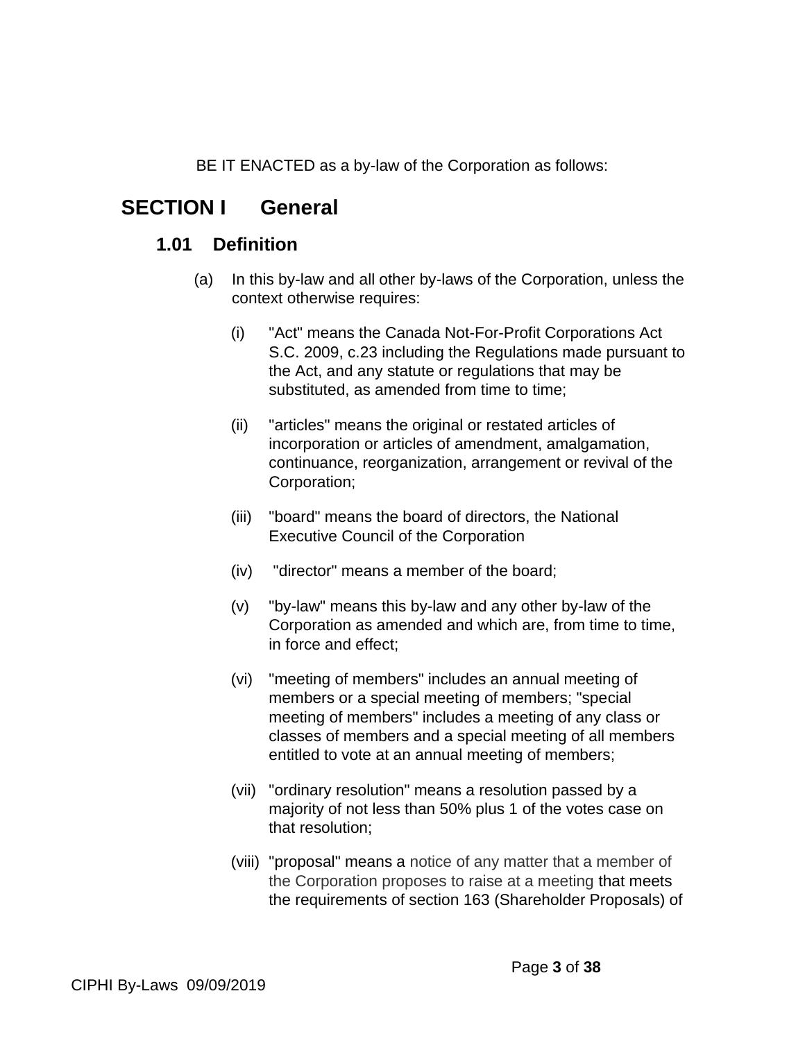BE IT ENACTED as a by-law of the Corporation as follows:

# SECTION I General

## 1.01 Definition

(a) In this by-law and all other by-laws of the Corporation, unless the context otherwise requires:

(i) "Act" means the Canada Not-For-Profit Corporations Act S.C. 2009, c.23 including the Regulations made pursuant to the Act, and any statute or regulations that may be substituted, as amended from time to time;

(ii) "articles" means the original or restated articles of incorporation or articles of amendment, amalgamation, continuance, reorganization, arrangement or revival of the Corporation;

(iii) "board" means the board of directors, the National Executive Council of the Corporation

(iv) "director" means a member of the board;

(v) "by-law" means this by-law and any other by-law of the Corporation as amended and which are, from time to time, in force and effect;

(vi) "meeting of members" includes an annual meeting of members or a special meeting of members; "special meeting of members" includes a meeting of any class or classes of members and a special meeting of all members entitled to vote at an annual meeting of members;

(vii) "ordinary resolution" means a resolution passed by a majority of not less than 50% plus 1 of the votes case on that resolution;

(viii) "proposal" means a notice of any matter that a member of the Corporation proposes to raise at a meeting that meets the requirements of section 163 (Shareholder Proposals) of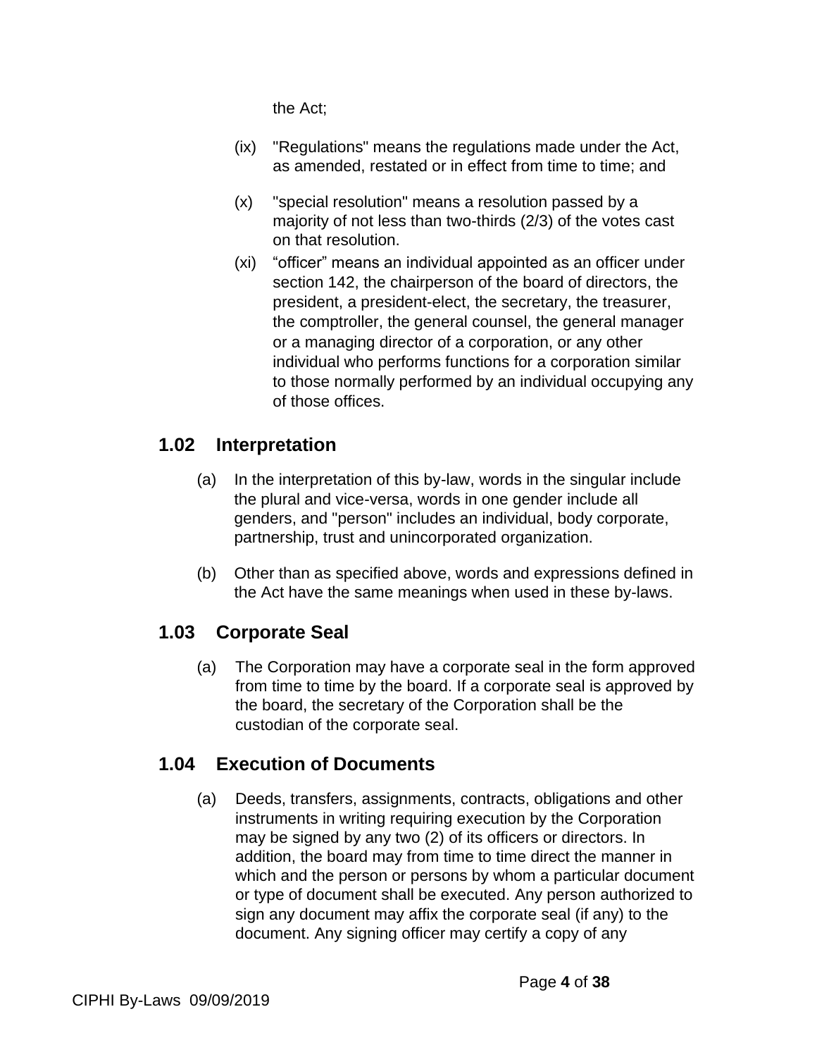the Act;

(ix) "Regulations" means the regulations made under the Act, as amended, restated or in effect from time to time; and

(x) "special resolution" means a resolution passed by a majority of not less than two-thirds (2/3) of the votes cast on that resolution.

(xi) “officer” means an individual appointed as an officer under section 142, the chairperson of the board of directors, the president, a president-elect, the secretary, the treasurer, the comptroller, the general counsel, the general manager or a managing director of a corporation, or any other individual who performs functions for a corporation similar to those normally performed by an individual occupying any of those offices.

## 1.02 Interpretation

(a) In the interpretation of this by-law, words in the singular include the plural and vice-versa, words in one gender include all genders, and "person" includes an individual, body corporate, partnership, trust and unincorporated organization.

(b) Other than as specified above, words and expressions defined in the Act have the same meanings when used in these by-laws.

## 1.03 Corporate Seal

(a) The Corporation may have a corporate seal in the form approved from time to time by the board. If a corporate seal is approved by the board, the secretary of the Corporation shall be the custodian of the corporate seal.

## 1.04 Execution of Documents

(a) Deeds, transfers, assignments, contracts, obligations and other instruments in writing requiring execution by the Corporation may be signed by any two (2) of its officers or directors. In addition, the board may from time to time direct the manner in which and the person or persons by whom a particular document or type of document shall be executed. Any person authorized to sign any document may affix the corporate seal (if any) to the document. Any signing officer may certify a copy of any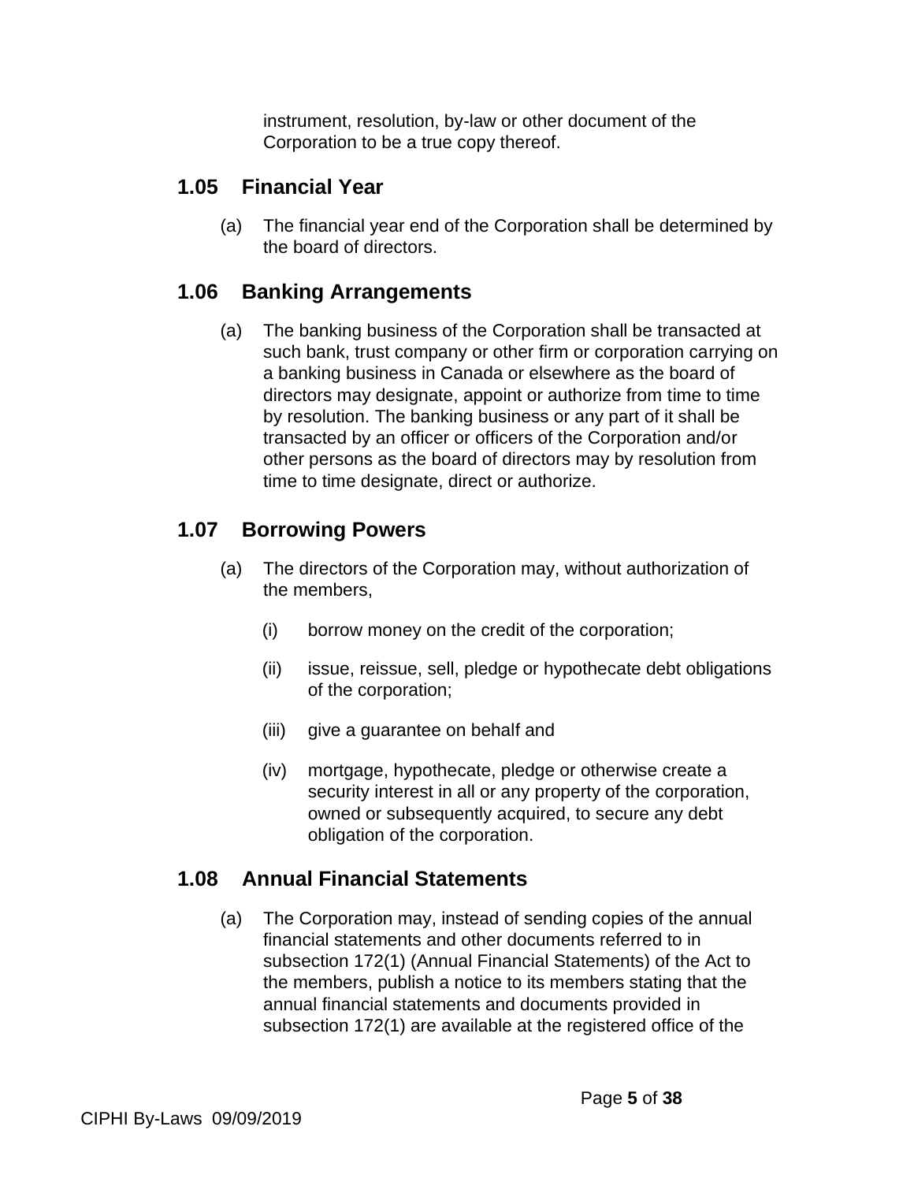instrument, resolution, by-law or other document of the Corporation to be a true copy thereof.

## 1.05 Financial Year

(a) The financial year end of the Corporation shall be determined by the board of directors.

## 1.06 Banking Arrangements

(a) The banking business of the Corporation shall be transacted at such bank, trust company or other firm or corporation carrying on a banking business in Canada or elsewhere as the board of directors may designate, appoint or authorize from time to time by resolution. The banking business or any part of it shall be transacted by an officer or officers of the Corporation and/or other persons as the board of directors may by resolution from time to time designate, direct or authorize.

## 1.07 Borrowing Powers

(a) The directors of the Corporation may, without authorization of the members,

(i) borrow money on the credit of the corporation;

(ii) issue, reissue, sell, pledge or hypothecate debt obligations of the corporation;

(iii) give a guarantee on behalf and

(iv) mortgage, hypothecate, pledge or otherwise create a security interest in all or any property of the corporation, owned or subsequently acquired, to secure any debt obligation of the corporation.

## 1.08 Annual Financial Statements

(a) The Corporation may, instead of sending copies of the annual financial statements and other documents referred to in subsection 172(1) (Annual Financial Statements) of the Act to the members, publish a notice to its members stating that the annual financial statements and documents provided in subsection 172(1) are available at the registered office of the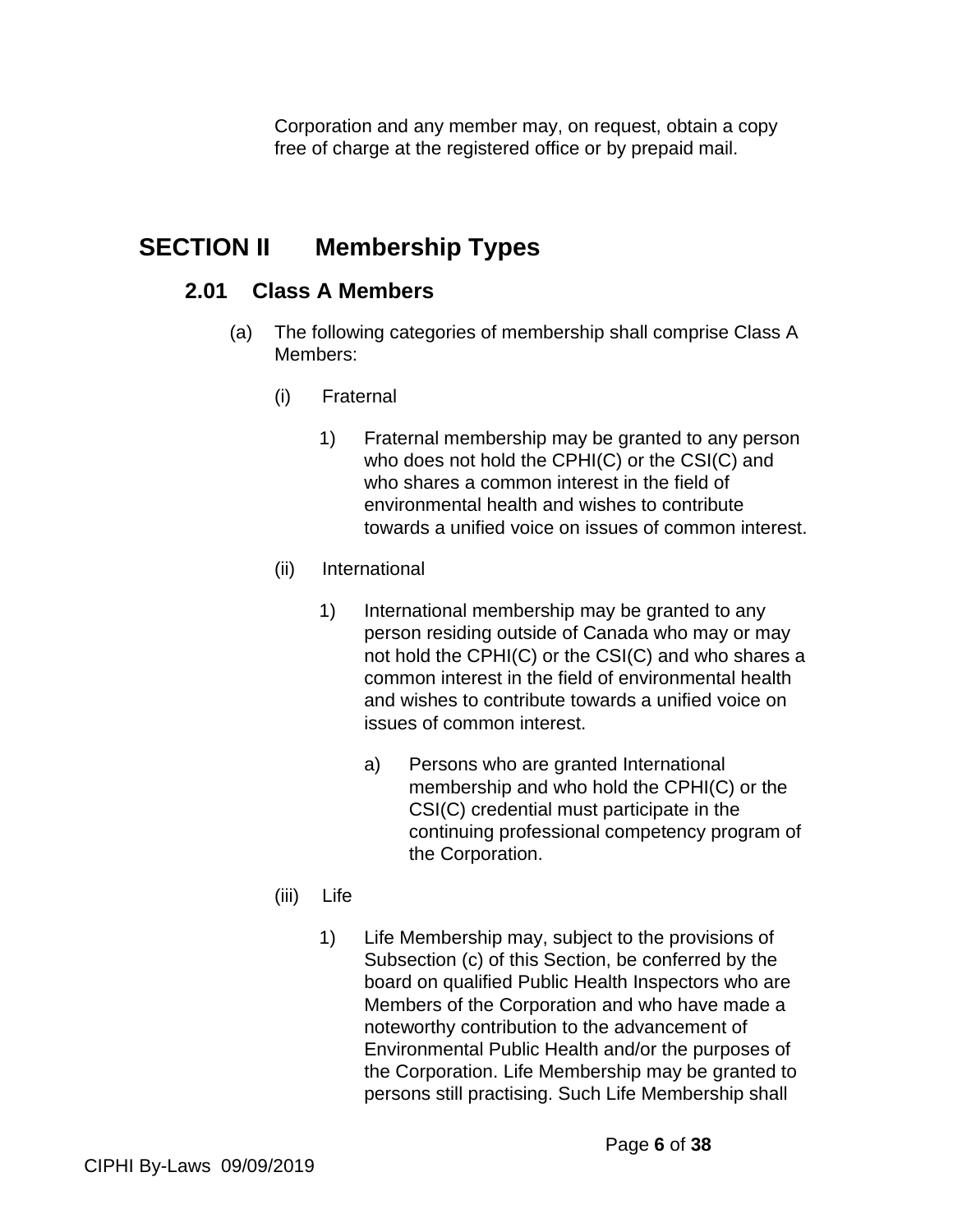Corporation and any member may, on request, obtain a copy free of charge at the registered office or by prepaid mail.

# SECTION II Membership Types

## 2.01 Class A Members

(a) The following categories of membership shall comprise Class A Members:

(i) Fraternal

1) Fraternal membership may be granted to any person who does not hold the CPHI(C) or the CSI(C) and who shares a common interest in the field of environmental health and wishes to contribute towards a unified voice on issues of common interest.

(ii) International

1) International membership may be granted to any person residing outside of Canada who may or may not hold the CPHI(C) or the CSI(C) and who shares a common interest in the field of environmental health and wishes to contribute towards a unified voice on issues of common interest.

a) Persons who are granted International membership and who hold the CPHI(C) or the CSI(C) credential must participate in the continuing professional competency program of the Corporation.

(iii) Life

1) Life Membership may, subject to the provisions of Subsection (c) of this Section, be conferred by the board on qualified Public Health Inspectors who are Members of the Corporation and who have made a noteworthy contribution to the advancement of Environmental Public Health and/or the purposes of the Corporation. Life Membership may be granted to persons still practising. Such Life Membership shall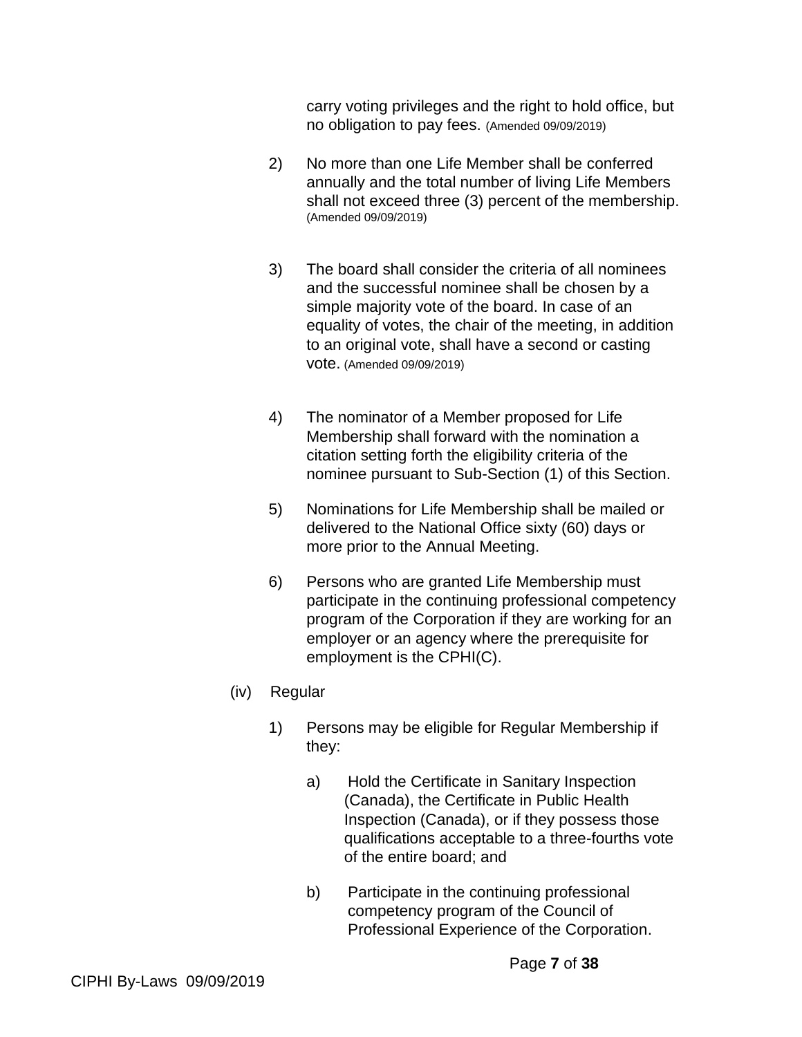carry voting privileges and the right to hold office, but no obligation to pay fees. (Amended 09/09/2019)

2) No more than one Life Member shall be conferred annually and the total number of living Life Members shall not exceed three (3) percent of the membership. (Amended 09/09/2019)

3) The board shall consider the criteria of all nominees and the successful nominee shall be chosen by a simple majority vote of the board. In case of an equality of votes, the chair of the meeting, in addition to an original vote, shall have a second or casting vote. (Amended 09/09/2019)

4) The nominator of a Member proposed for Life Membership shall forward with the nomination a citation setting forth the eligibility criteria of the nominee pursuant to Sub-Section (1) of this Section.

5) Nominations for Life Membership shall be mailed or delivered to the National Office sixty (60) days or more prior to the Annual Meeting.

6) Persons who are granted Life Membership must participate in the continuing professional competency program of the Corporation if they are working for an employer or an agency where the prerequisite for employment is the CPHI(C).

(iv) Regular

1) Persons may be eligible for Regular Membership if they:

a) Hold the Certificate in Sanitary Inspection (Canada), the Certificate in Public Health Inspection (Canada), or if they possess those qualifications acceptable to a three-fourths vote of the entire board; and

b) Participate in the continuing professional competency program of the Council of Professional Experience of the Corporation.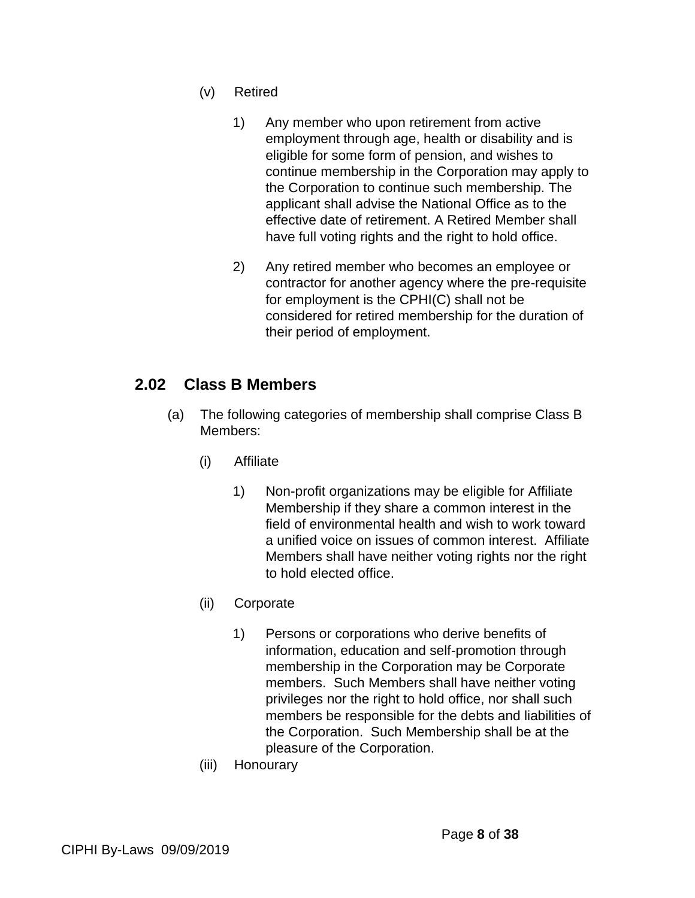(v) Retired

1) Any member who upon retirement from active employment through age, health or disability and is eligible for some form of pension, and wishes to continue membership in the Corporation may apply to the Corporation to continue such membership. The applicant shall advise the National Office as to the effective date of retirement. A Retired Member shall have full voting rights and the right to hold office.

2) Any retired member who becomes an employee or contractor for another agency where the pre-requisite for employment is the CPHI(C) shall not be considered for retired membership for the duration of their period of employment.

## 2.02 Class B Members

(a) The following categories of membership shall comprise Class B Members:

(i) Affiliate

1) Non-profit organizations may be eligible for Affiliate Membership if they share a common interest in the field of environmental health and wish to work toward a unified voice on issues of common interest. Affiliate Members shall have neither voting rights nor the right to hold elected office.

(ii) Corporate

1) Persons or corporations who derive benefits of information, education and self-promotion through membership in the Corporation may be Corporate members. Such Members shall have neither voting privileges nor the right to hold office, nor shall such members be responsible for the debts and liabilities of the Corporation. Such Membership shall be at the pleasure of the Corporation.

(iii) Honourary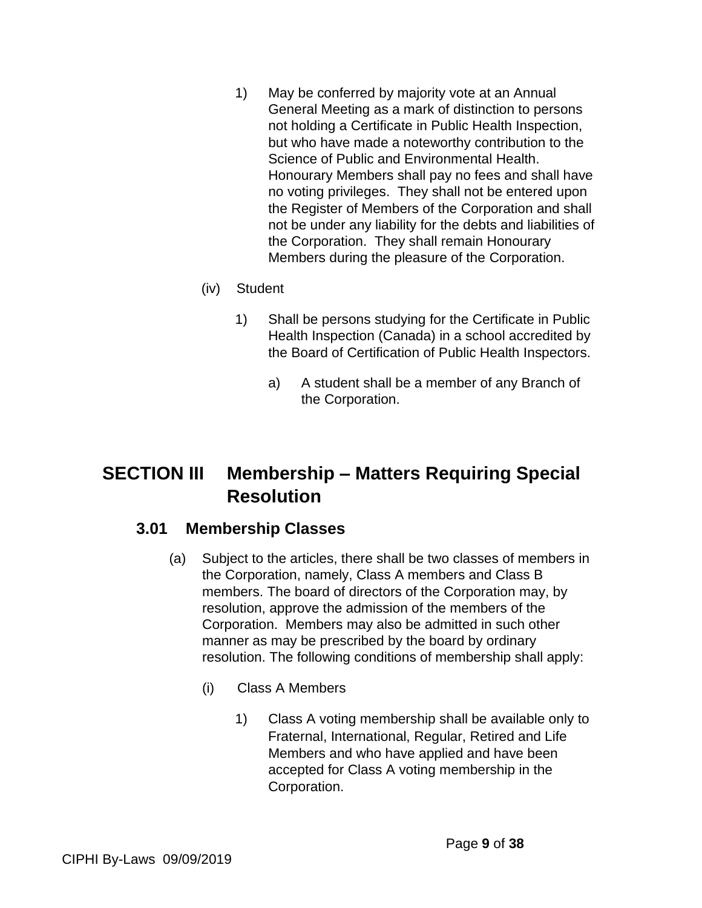1) May be conferred by majority vote at an Annual General Meeting as a mark of distinction to persons not holding a Certificate in Public Health Inspection, but who have made a noteworthy contribution to the Science of Public and Environmental Health. Honourary Members shall pay no fees and shall have no voting privileges. They shall not be entered upon the Register of Members of the Corporation and shall not be under any liability for the debts and liabilities of the Corporation. They shall remain Honourary Members during the pleasure of the Corporation.

(iv) Student

1) Shall be persons studying for the Certificate in Public Health Inspection (Canada) in a school accredited by the Board of Certification of Public Health Inspectors.

a) A student shall be a member of any Branch of the Corporation.

# SECTION III Membership – Matters Requiring Special Resolution

## 3.01 Membership Classes

(a) Subject to the articles, there shall be two classes of members in the Corporation, namely, Class A members and Class B members. The board of directors of the Corporation may, by resolution, approve the admission of the members of the Corporation. Members may also be admitted in such other manner as may be prescribed by the board by ordinary resolution. The following conditions of membership shall apply:

(i) Class A Members

1) Class A voting membership shall be available only to Fraternal, International, Regular, Retired and Life Members and who have applied and have been accepted for Class A voting membership in the Corporation.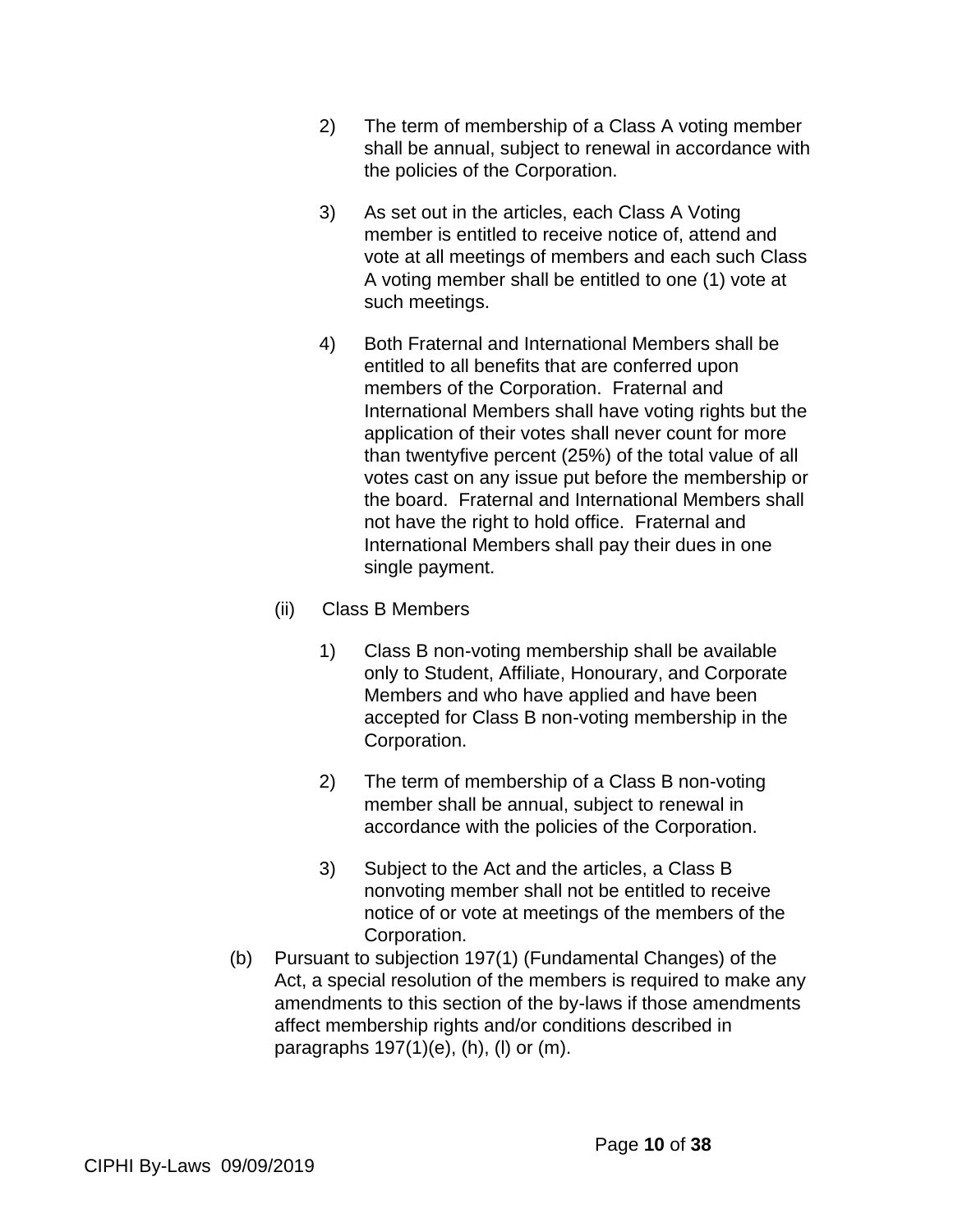2) The term of membership of a Class A voting member shall be annual, subject to renewal in accordance with the policies of the Corporation.

3) As set out in the articles, each Class A Voting member is entitled to receive notice of, attend and vote at all meetings of members and each such Class A voting member shall be entitled to one (1) vote at such meetings.

4) Both Fraternal and International Members shall be entitled to all benefits that are conferred upon members of the Corporation. Fraternal and International Members shall have voting rights but the application of their votes shall never count for more than twentyfive percent (25%) of the total value of all votes cast on any issue put before the membership or the board. Fraternal and International Members shall not have the right to hold office. Fraternal and International Members shall pay their dues in one single payment.

(ii) Class B Members

1) Class B non-voting membership shall be available only to Student, Affiliate, Honourary, and Corporate Members and who have applied and have been accepted for Class B non-voting membership in the Corporation.

2) The term of membership of a Class B non-voting member shall be annual, subject to renewal in accordance with the policies of the Corporation.

3) Subject to the Act and the articles, a Class B nonvoting member shall not be entitled to receive notice of or vote at meetings of the members of the Corporation.

(b) Pursuant to subjection 197(1) (Fundamental Changes) of the Act, a special resolution of the members is required to make any amendments to this section of the by-laws if those amendments affect membership rights and/or conditions described in paragraphs 197(1)(e), (h), (l) or (m).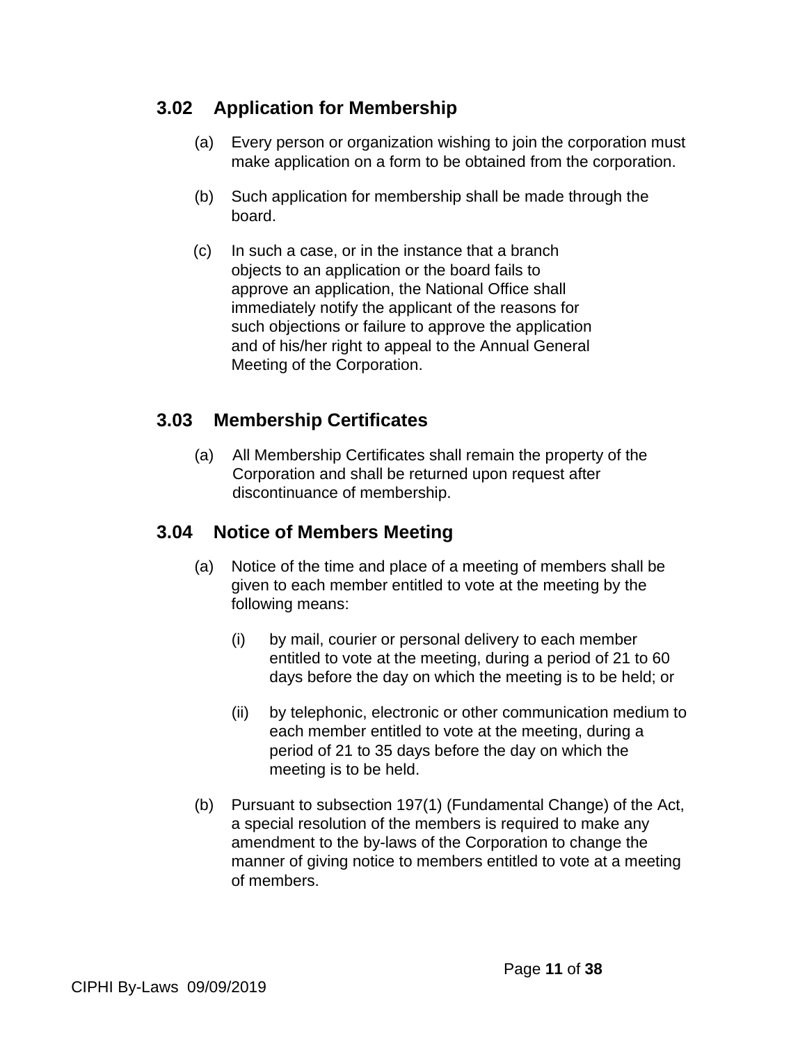## 3.02 Application for Membership

(a) Every person or organization wishing to join the corporation must make application on a form to be obtained from the corporation.

(b) Such application for membership shall be made through the board.

(c) In such a case, or in the instance that a branch objects to an application or the board fails to approve an application, the National Office shall immediately notify the applicant of the reasons for such objections or failure to approve the application and of his/her right to appeal to the Annual General Meeting of the Corporation.

## 3.03 Membership Certificates

(a) All Membership Certificates shall remain the property of the Corporation and shall be returned upon request after discontinuance of membership.

## 3.04 Notice of Members Meeting

(a) Notice of the time and place of a meeting of members shall be given to each member entitled to vote at the meeting by the following means:

   (i) by mail, courier or personal delivery to each member entitled to vote at the meeting, during a period of 21 to 60 days before the day on which the meeting is to be held; or

   (ii) by telephonic, electronic or other communication medium to each member entitled to vote at the meeting, during a period of 21 to 35 days before the day on which the meeting is to be held.

(b) Pursuant to subsection 197(1) (Fundamental Change) of the Act, a special resolution of the members is required to make any amendment to the by-laws of the Corporation to change the manner of giving notice to members entitled to vote at a meeting of members.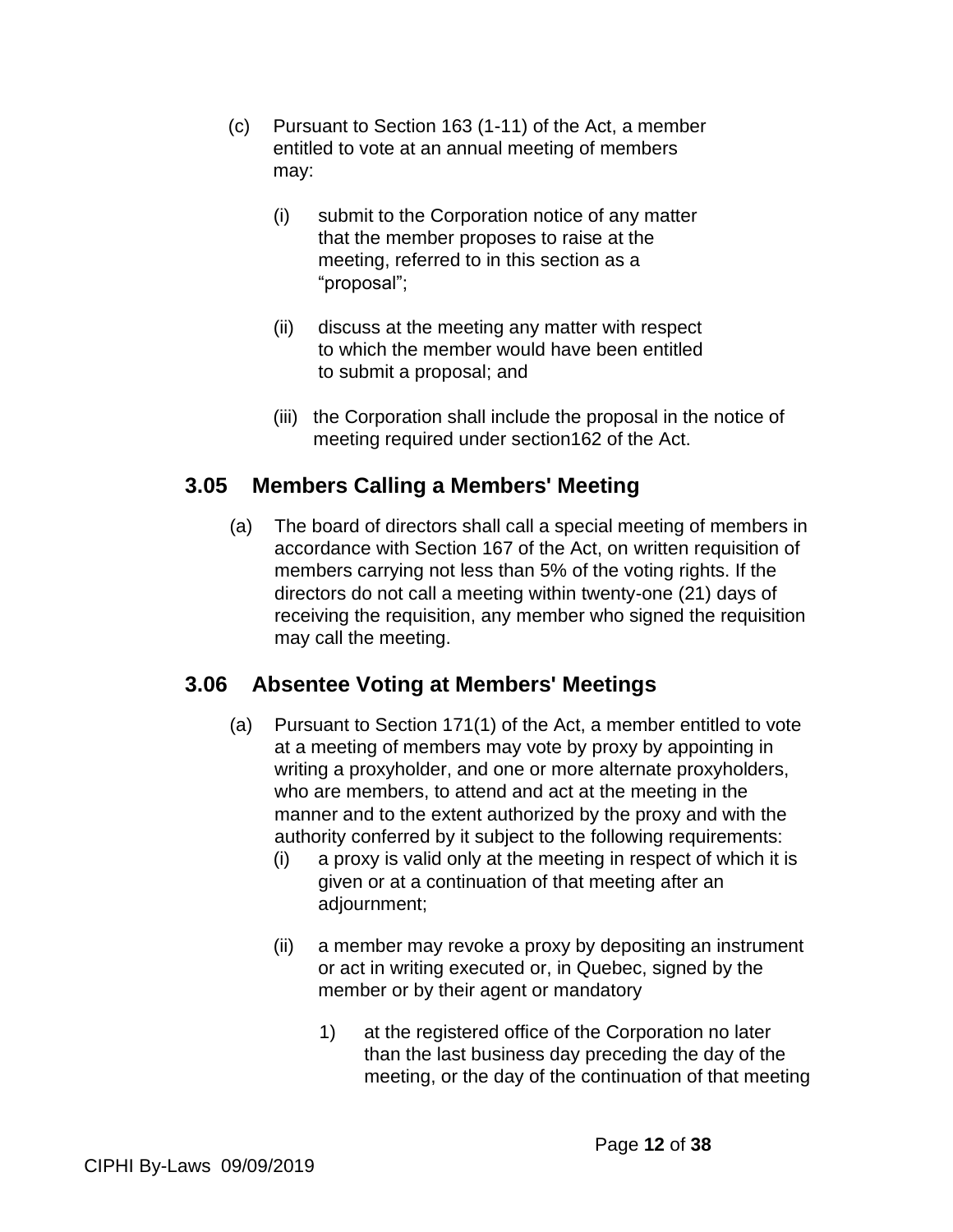(c) Pursuant to Section 163 (1-11) of the Act, a member entitled to vote at an annual meeting of members may:

   (i) submit to the Corporation notice of any matter that the member proposes to raise at the meeting, referred to in this section as a "proposal";

   (ii) discuss at the meeting any matter with respect to which the member would have been entitled to submit a proposal; and

   (iii) the Corporation shall include the proposal in the notice of meeting required under section162 of the Act.

## 3.05 Members Calling a Members' Meeting

(a) The board of directors shall call a special meeting of members in accordance with Section 167 of the Act, on written requisition of members carrying not less than 5% of the voting rights. If the directors do not call a meeting within twenty-one (21) days of receiving the requisition, any member who signed the requisition may call the meeting.

## 3.06 Absentee Voting at Members' Meetings

(a) Pursuant to Section 171(1) of the Act, a member entitled to vote at a meeting of members may vote by proxy by appointing in writing a proxyholder, and one or more alternate proxyholders, who are members, to attend and act at the meeting in the manner and to the extent authorized by the proxy and with the authority conferred by it subject to the following requirements:

   (i) a proxy is valid only at the meeting in respect of which it is given or at a continuation of that meeting after an adjournment;

   (ii) a member may revoke a proxy by depositing an instrument or act in writing executed or, in Quebec, signed by the member or by their agent or mandatory

      1) at the registered office of the Corporation no later than the last business day preceding the day of the meeting, or the day of the continuation of that meeting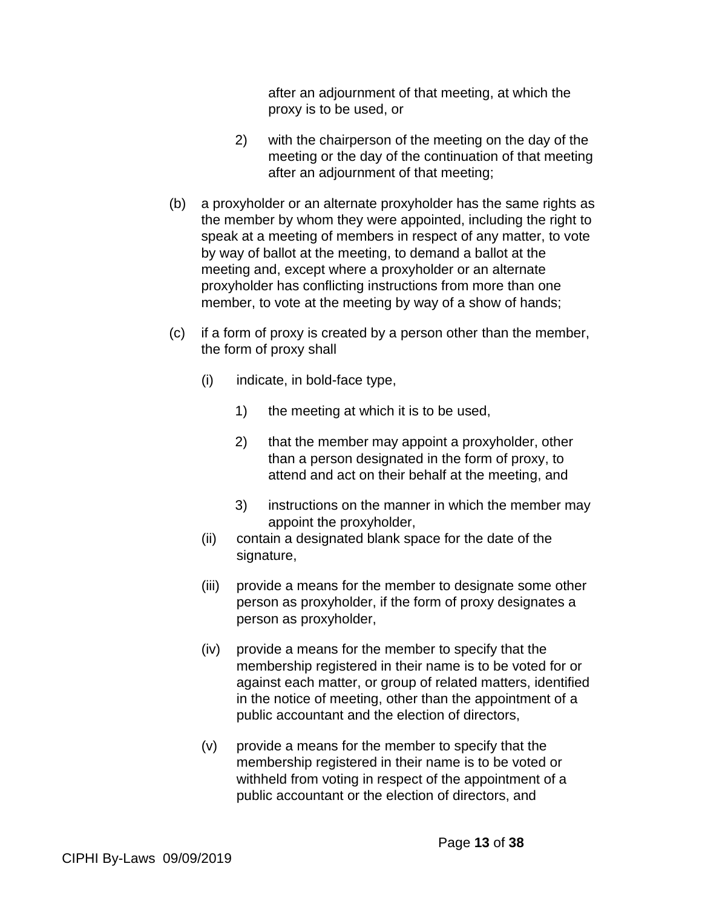after an adjournment of that meeting, at which the proxy is to be used, or

2) with the chairperson of the meeting on the day of the meeting or the day of the continuation of that meeting after an adjournment of that meeting;

(b) a proxyholder or an alternate proxyholder has the same rights as the member by whom they were appointed, including the right to speak at a meeting of members in respect of any matter, to vote by way of ballot at the meeting, to demand a ballot at the meeting and, except where a proxyholder or an alternate proxyholder has conflicting instructions from more than one member, to vote at the meeting by way of a show of hands;

(c) if a form of proxy is created by a person other than the member, the form of proxy shall

(i) indicate, in bold-face type,

1) the meeting at which it is to be used,

2) that the member may appoint a proxyholder, other than a person designated in the form of proxy, to attend and act on their behalf at the meeting, and

3) instructions on the manner in which the member may appoint the proxyholder,

(ii) contain a designated blank space for the date of the signature,

(iii) provide a means for the member to designate some other person as proxyholder, if the form of proxy designates a person as proxyholder,

(iv) provide a means for the member to specify that the membership registered in their name is to be voted for or against each matter, or group of related matters, identified in the notice of meeting, other than the appointment of a public accountant and the election of directors,

(v) provide a means for the member to specify that the membership registered in their name is to be voted or withheld from voting in respect of the appointment of a public accountant or the election of directors, and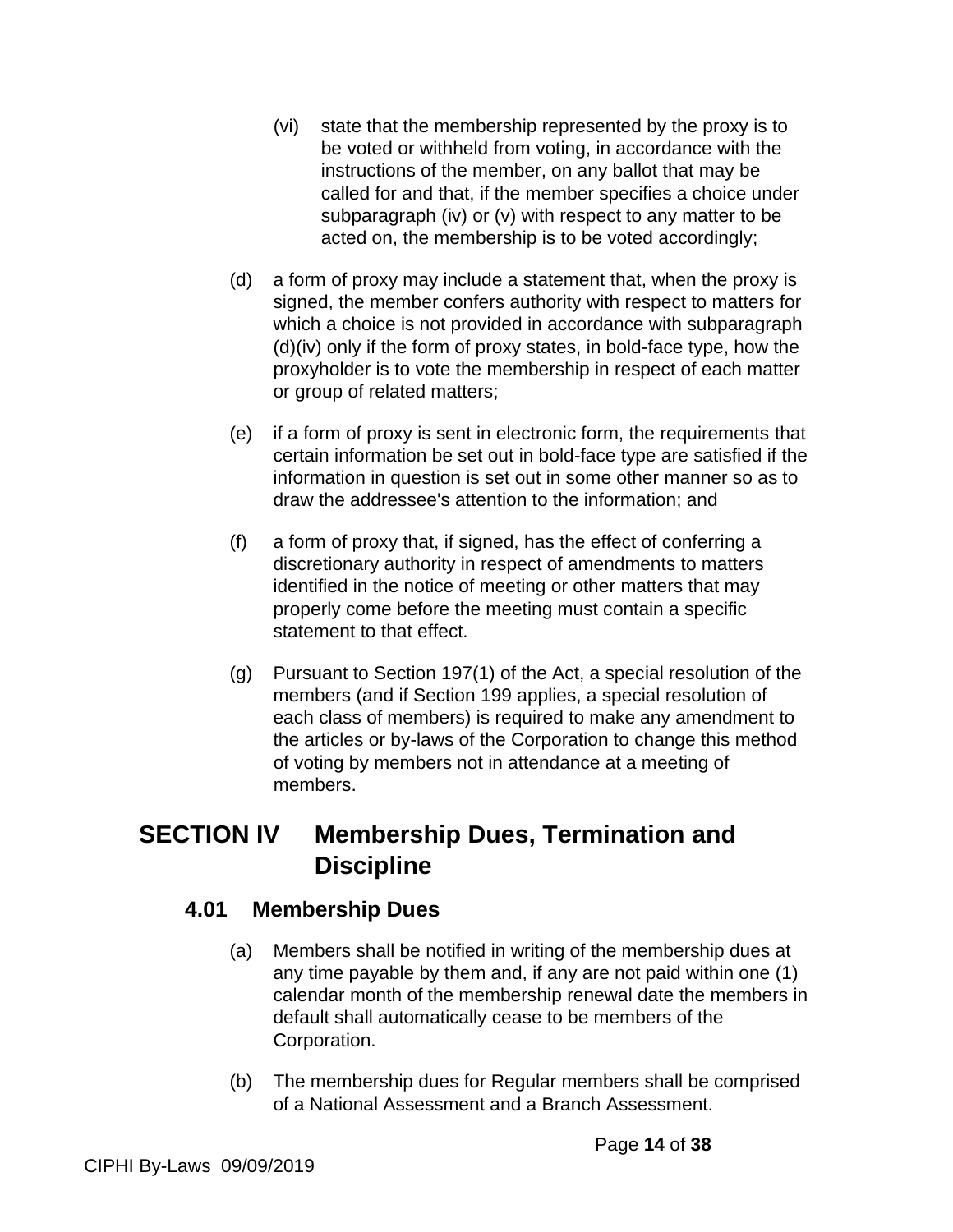(vi) state that the membership represented by the proxy is to be voted or withheld from voting, in accordance with the instructions of the member, on any ballot that may be called for and that, if the member specifies a choice under subparagraph (iv) or (v) with respect to any matter to be acted on, the membership is to be voted accordingly;

(d) a form of proxy may include a statement that, when the proxy is signed, the member confers authority with respect to matters for which a choice is not provided in accordance with subparagraph (d)(iv) only if the form of proxy states, in bold-face type, how the proxyholder is to vote the membership in respect of each matter or group of related matters;

(e) if a form of proxy is sent in electronic form, the requirements that certain information be set out in bold-face type are satisfied if the information in question is set out in some other manner so as to draw the addressee's attention to the information; and

(f) a form of proxy that, if signed, has the effect of conferring a discretionary authority in respect of amendments to matters identified in the notice of meeting or other matters that may properly come before the meeting must contain a specific statement to that effect.

(g) Pursuant to Section 197(1) of the Act, a special resolution of the members (and if Section 199 applies, a special resolution of each class of members) is required to make any amendment to the articles or by-laws of the Corporation to change this method of voting by members not in attendance at a meeting of members.

# SECTION IV Membership Dues, Termination and Discipline

## 4.01 Membership Dues

(a) Members shall be notified in writing of the membership dues at any time payable by them and, if any are not paid within one (1) calendar month of the membership renewal date the members in default shall automatically cease to be members of the Corporation.

(b) The membership dues for Regular members shall be comprised of a National Assessment and a Branch Assessment.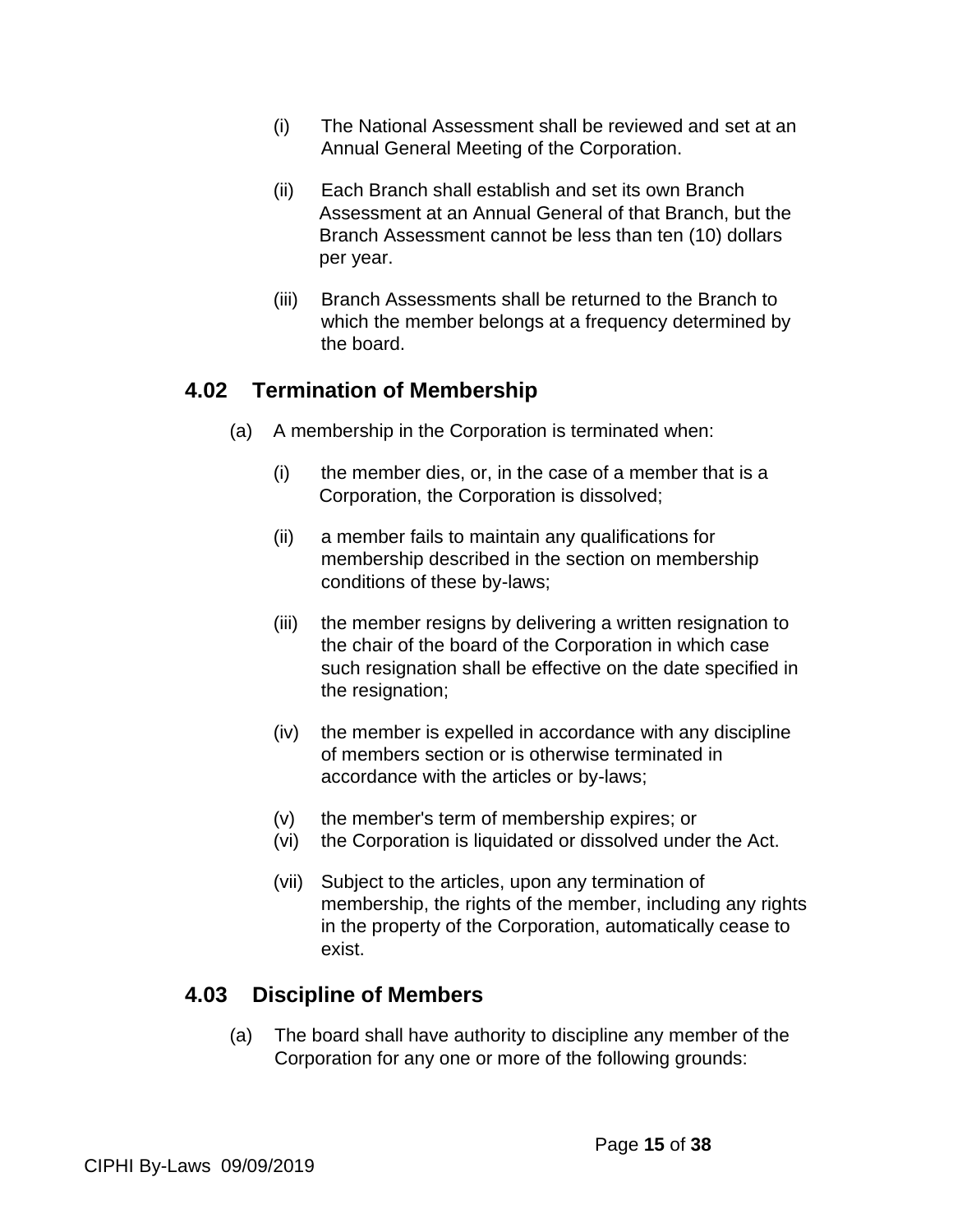(i) The National Assessment shall be reviewed and set at an Annual General Meeting of the Corporation.

(ii) Each Branch shall establish and set its own Branch Assessment at an Annual General of that Branch, but the Branch Assessment cannot be less than ten (10) dollars per year.

(iii) Branch Assessments shall be returned to the Branch to which the member belongs at a frequency determined by the board.

## 4.02 Termination of Membership

(a) A membership in the Corporation is terminated when:

(i) the member dies, or, in the case of a member that is a Corporation, the Corporation is dissolved;

(ii) a member fails to maintain any qualifications for membership described in the section on membership conditions of these by-laws;

(iii) the member resigns by delivering a written resignation to the chair of the board of the Corporation in which case such resignation shall be effective on the date specified in the resignation;

(iv) the member is expelled in accordance with any discipline of members section or is otherwise terminated in accordance with the articles or by-laws;

(v) the member's term of membership expires; or

(vi) the Corporation is liquidated or dissolved under the Act.

(vii) Subject to the articles, upon any termination of membership, the rights of the member, including any rights in the property of the Corporation, automatically cease to exist.

## 4.03 Discipline of Members

(a) The board shall have authority to discipline any member of the Corporation for any one or more of the following grounds: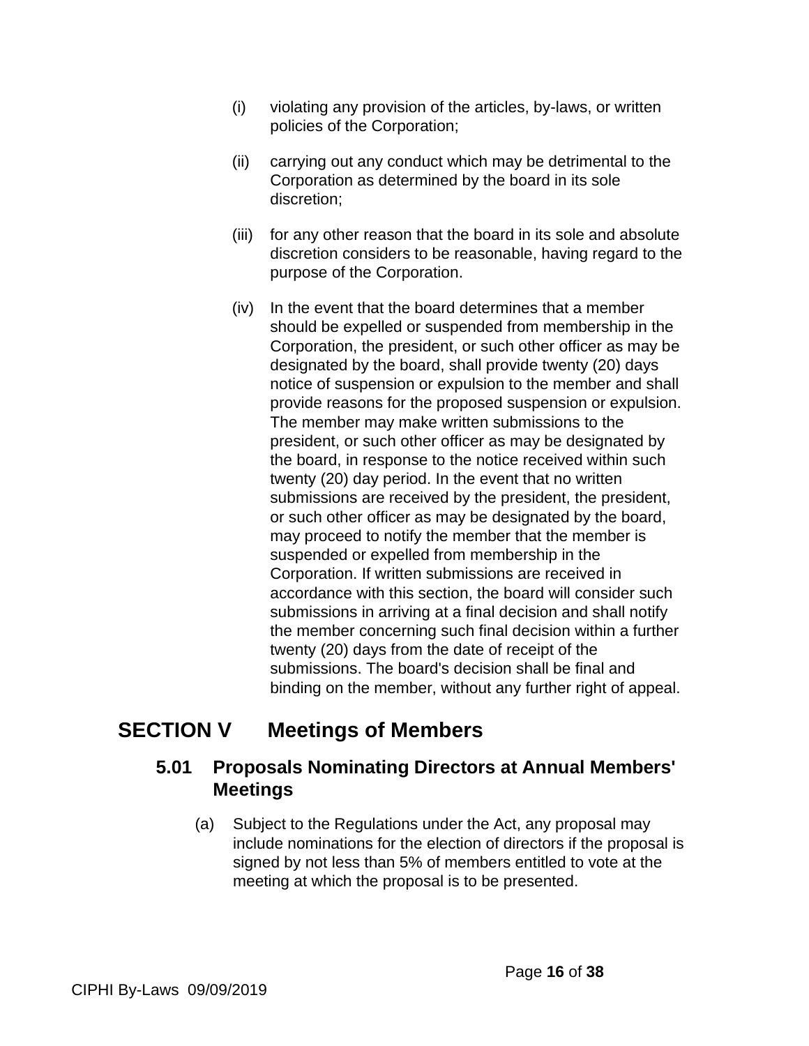(i) violating any provision of the articles, by-laws, or written policies of the Corporation;

(ii) carrying out any conduct which may be detrimental to the Corporation as determined by the board in its sole discretion;

(iii) for any other reason that the board in its sole and absolute discretion considers to be reasonable, having regard to the purpose of the Corporation.

(iv) In the event that the board determines that a member should be expelled or suspended from membership in the Corporation, the president, or such other officer as may be designated by the board, shall provide twenty (20) days notice of suspension or expulsion to the member and shall provide reasons for the proposed suspension or expulsion. The member may make written submissions to the president, or such other officer as may be designated by the board, in response to the notice received within such twenty (20) day period. In the event that no written submissions are received by the president, the president, or such other officer as may be designated by the board, may proceed to notify the member that the member is suspended or expelled from membership in the Corporation. If written submissions are received in accordance with this section, the board will consider such submissions in arriving at a final decision and shall notify the member concerning such final decision within a further twenty (20) days from the date of receipt of the submissions. The board's decision shall be final and binding on the member, without any further right of appeal.

# SECTION V Meetings of Members

## 5.01 Proposals Nominating Directors at Annual Members' Meetings

(a) Subject to the Regulations under the Act, any proposal may include nominations for the election of directors if the proposal is signed by not less than 5% of members entitled to vote at the meeting at which the proposal is to be presented.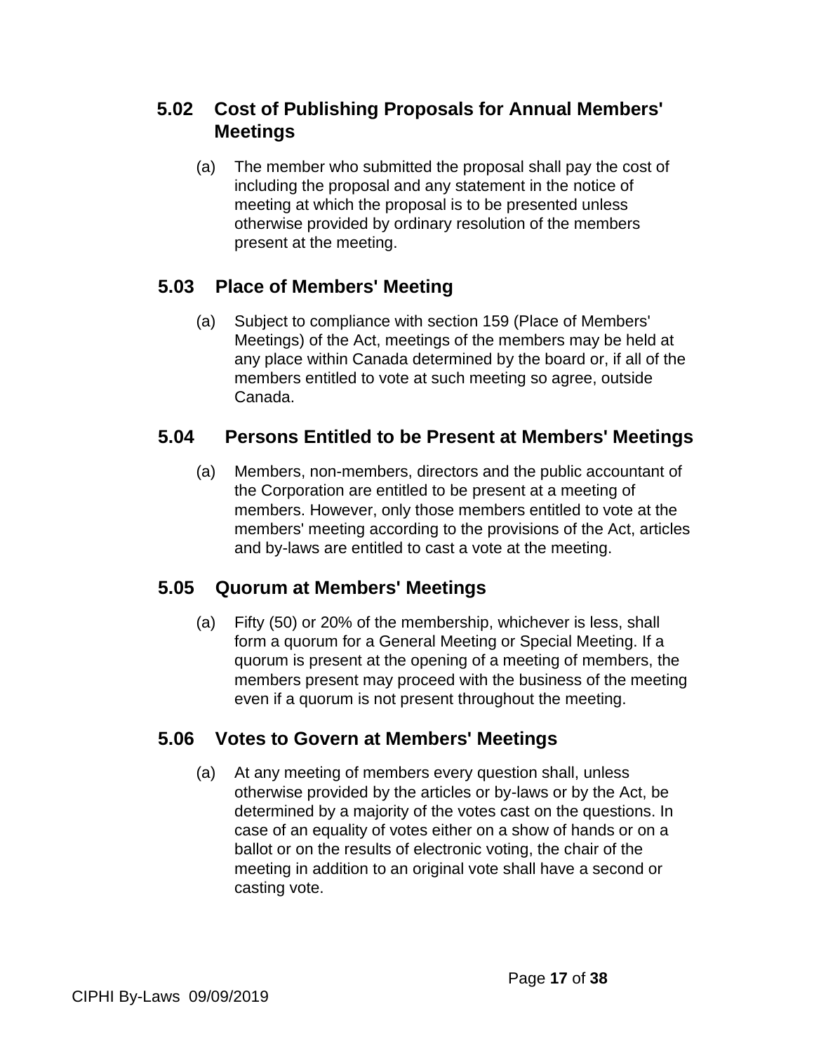## 5.02 Cost of Publishing Proposals for Annual Members' Meetings

(a) The member who submitted the proposal shall pay the cost of including the proposal and any statement in the notice of meeting at which the proposal is to be presented unless otherwise provided by ordinary resolution of the members present at the meeting.

## 5.03 Place of Members' Meeting

(a) Subject to compliance with section 159 (Place of Members' Meetings) of the Act, meetings of the members may be held at any place within Canada determined by the board or, if all of the members entitled to vote at such meeting so agree, outside Canada.

## 5.04 Persons Entitled to be Present at Members' Meetings

(a) Members, non-members, directors and the public accountant of the Corporation are entitled to be present at a meeting of members. However, only those members entitled to vote at the members' meeting according to the provisions of the Act, articles and by-laws are entitled to cast a vote at the meeting.

## 5.05 Quorum at Members' Meetings

(a) Fifty (50) or 20% of the membership, whichever is less, shall form a quorum for a General Meeting or Special Meeting. If a quorum is present at the opening of a meeting of members, the members present may proceed with the business of the meeting even if a quorum is not present throughout the meeting.

## 5.06 Votes to Govern at Members' Meetings

(a) At any meeting of members every question shall, unless otherwise provided by the articles or by-laws or by the Act, be determined by a majority of the votes cast on the questions. In case of an equality of votes either on a show of hands or on a ballot or on the results of electronic voting, the chair of the meeting in addition to an original vote shall have a second or casting vote.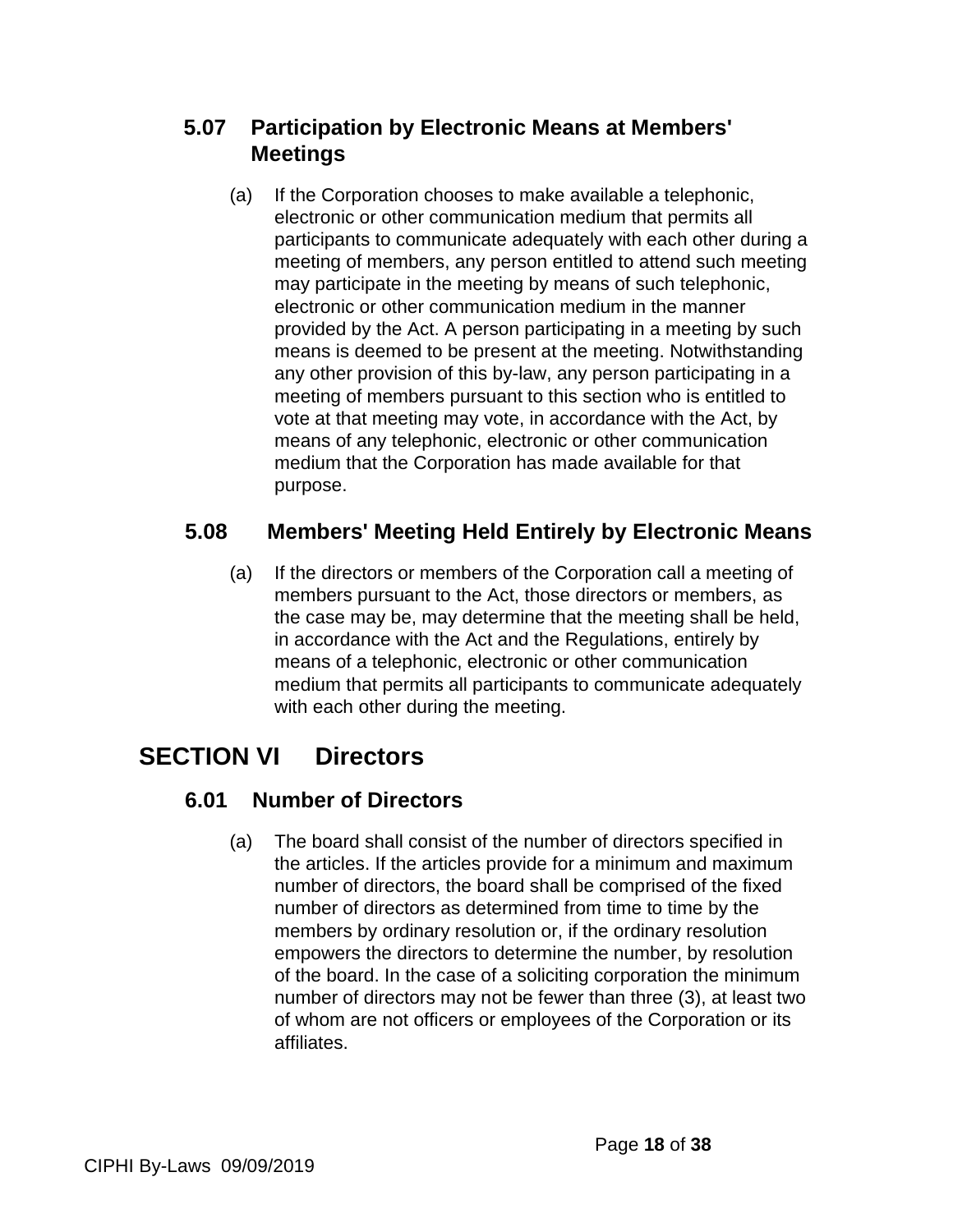### 5.07 Participation by Electronic Means at Members' Meetings

(a) If the Corporation chooses to make available a telephonic, electronic or other communication medium that permits all participants to communicate adequately with each other during a meeting of members, any person entitled to attend such meeting may participate in the meeting by means of such telephonic, electronic or other communication medium in the manner provided by the Act. A person participating in a meeting by such means is deemed to be present at the meeting. Notwithstanding any other provision of this by-law, any person participating in a meeting of members pursuant to this section who is entitled to vote at that meeting may vote, in accordance with the Act, by means of any telephonic, electronic or other communication medium that the Corporation has made available for that purpose.

### 5.08 Members' Meeting Held Entirely by Electronic Means

(a) If the directors or members of the Corporation call a meeting of members pursuant to the Act, those directors or members, as the case may be, may determine that the meeting shall be held, in accordance with the Act and the Regulations, entirely by means of a telephonic, electronic or other communication medium that permits all participants to communicate adequately with each other during the meeting.

## SECTION VI Directors

### 6.01 Number of Directors

(a) The board shall consist of the number of directors specified in the articles. If the articles provide for a minimum and maximum number of directors, the board shall be comprised of the fixed number of directors as determined from time to time by the members by ordinary resolution or, if the ordinary resolution empowers the directors to determine the number, by resolution of the board. In the case of a soliciting corporation the minimum number of directors may not be fewer than three (3), at least two of whom are not officers or employees of the Corporation or its affiliates.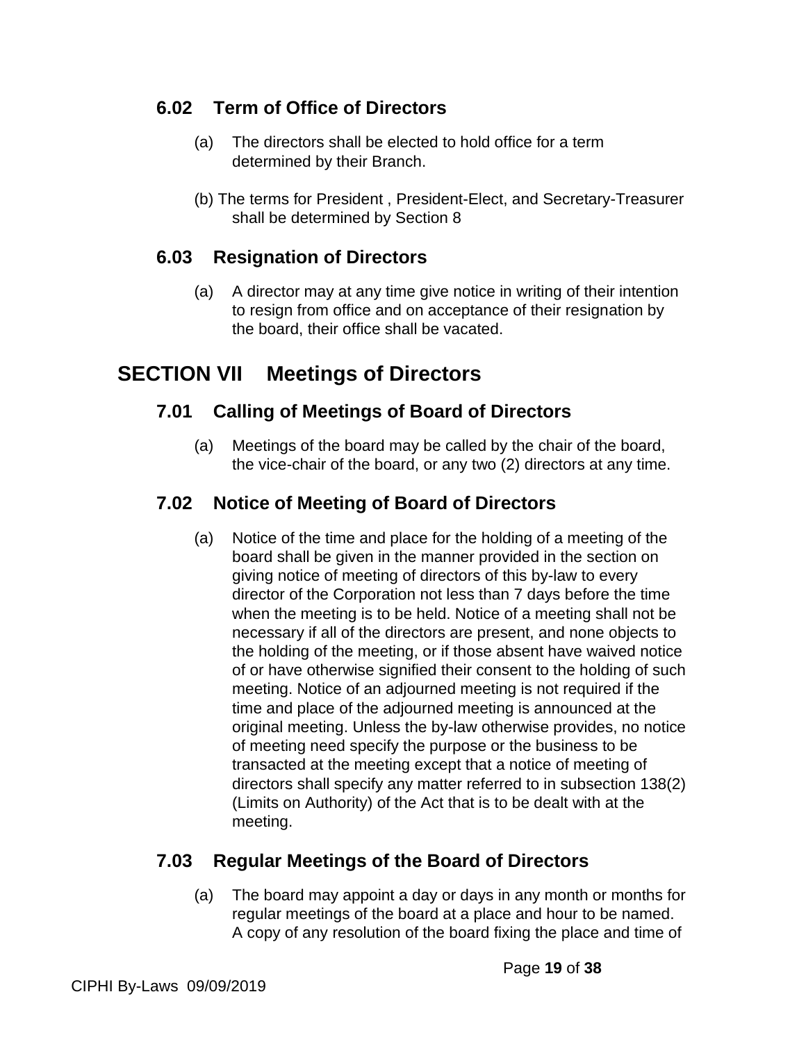### 6.02 Term of Office of Directors

(a) The directors shall be elected to hold office for a term determined by their Branch.

(b) The terms for President , President-Elect, and Secretary-Treasurer shall be determined by Section 8

### 6.03 Resignation of Directors

(a) A director may at any time give notice in writing of their intention to resign from office and on acceptance of their resignation by the board, their office shall be vacated.

## SECTION VII Meetings of Directors

### 7.01 Calling of Meetings of Board of Directors

(a) Meetings of the board may be called by the chair of the board, the vice-chair of the board, or any two (2) directors at any time.

### 7.02 Notice of Meeting of Board of Directors

(a) Notice of the time and place for the holding of a meeting of the board shall be given in the manner provided in the section on giving notice of meeting of directors of this by-law to every director of the Corporation not less than 7 days before the time when the meeting is to be held. Notice of a meeting shall not be necessary if all of the directors are present, and none objects to the holding of the meeting, or if those absent have waived notice of or have otherwise signified their consent to the holding of such meeting. Notice of an adjourned meeting is not required if the time and place of the adjourned meeting is announced at the original meeting. Unless the by-law otherwise provides, no notice of meeting need specify the purpose or the business to be transacted at the meeting except that a notice of meeting of directors shall specify any matter referred to in subsection 138(2) (Limits on Authority) of the Act that is to be dealt with at the meeting.

### 7.03 Regular Meetings of the Board of Directors

(a) The board may appoint a day or days in any month or months for regular meetings of the board at a place and hour to be named. A copy of any resolution of the board fixing the place and time of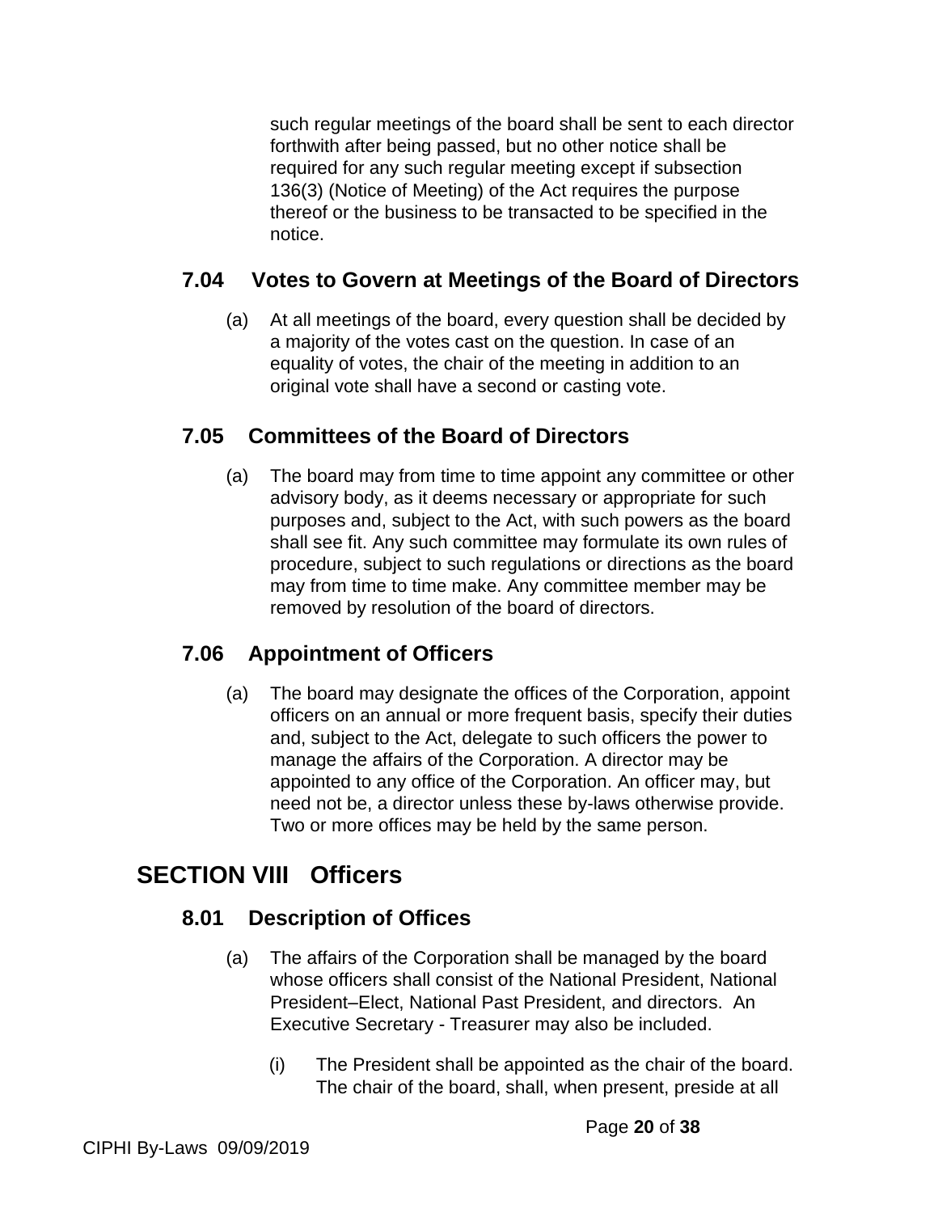such regular meetings of the board shall be sent to each director forthwith after being passed, but no other notice shall be required for any such regular meeting except if subsection 136(3) (Notice of Meeting) of the Act requires the purpose thereof or the business to be transacted to be specified in the notice.

### 7.04 Votes to Govern at Meetings of the Board of Directors

(a) At all meetings of the board, every question shall be decided by a majority of the votes cast on the question. In case of an equality of votes, the chair of the meeting in addition to an original vote shall have a second or casting vote.

### 7.05 Committees of the Board of Directors

(a) The board may from time to time appoint any committee or other advisory body, as it deems necessary or appropriate for such purposes and, subject to the Act, with such powers as the board shall see fit. Any such committee may formulate its own rules of procedure, subject to such regulations or directions as the board may from time to time make. Any committee member may be removed by resolution of the board of directors.

### 7.06 Appointment of Officers

(a) The board may designate the offices of the Corporation, appoint officers on an annual or more frequent basis, specify their duties and, subject to the Act, delegate to such officers the power to manage the affairs of the Corporation. A director may be appointed to any office of the Corporation. An officer may, but need not be, a director unless these by-laws otherwise provide. Two or more offices may be held by the same person.

## SECTION VIII Officers

### 8.01 Description of Offices

(a) The affairs of the Corporation shall be managed by the board whose officers shall consist of the National President, National President–Elect, National Past President, and directors. An Executive Secretary - Treasurer may also be included.

(i) The President shall be appointed as the chair of the board. The chair of the board, shall, when present, preside at all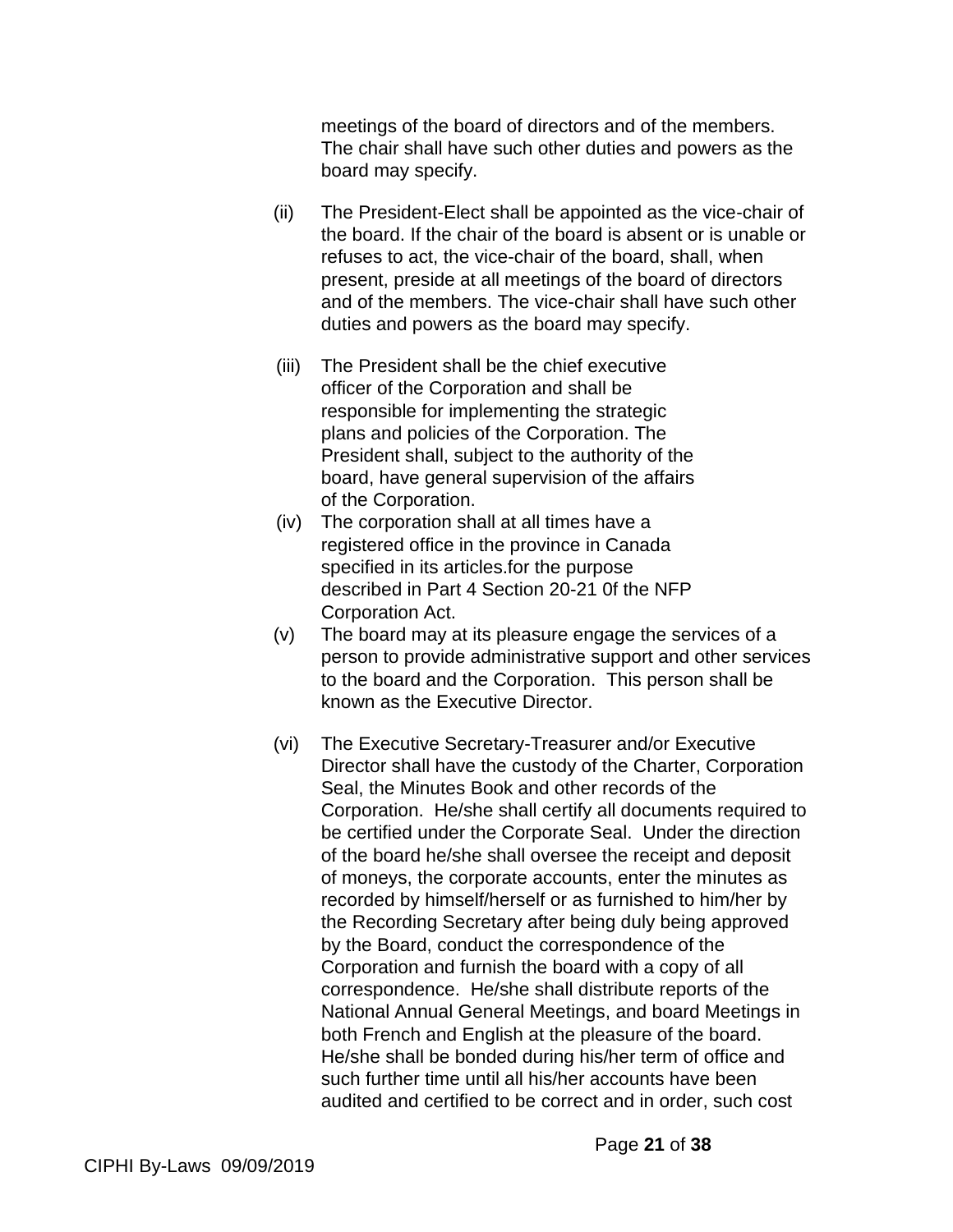meetings of the board of directors and of the members. The chair shall have such other duties and powers as the board may specify.

(ii) The President-Elect shall be appointed as the vice-chair of the board. If the chair of the board is absent or is unable or refuses to act, the vice-chair of the board, shall, when present, preside at all meetings of the board of directors and of the members. The vice-chair shall have such other duties and powers as the board may specify.

(iii) The President shall be the chief executive officer of the Corporation and shall be responsible for implementing the strategic plans and policies of the Corporation. The President shall, subject to the authority of the board, have general supervision of the affairs of the Corporation.

(iv) The corporation shall at all times have a registered office in the province in Canada specified in its articles.for the purpose described in Part 4 Section 20-21 0f the NFP Corporation Act.

(v) The board may at its pleasure engage the services of a person to provide administrative support and other services to the board and the Corporation. This person shall be known as the Executive Director.

(vi) The Executive Secretary-Treasurer and/or Executive Director shall have the custody of the Charter, Corporation Seal, the Minutes Book and other records of the Corporation. He/she shall certify all documents required to be certified under the Corporate Seal. Under the direction of the board he/she shall oversee the receipt and deposit of moneys, the corporate accounts, enter the minutes as recorded by himself/herself or as furnished to him/her by the Recording Secretary after being duly being approved by the Board, conduct the correspondence of the Corporation and furnish the board with a copy of all correspondence. He/she shall distribute reports of the National Annual General Meetings, and board Meetings in both French and English at the pleasure of the board. He/she shall be bonded during his/her term of office and such further time until all his/her accounts have been audited and certified to be correct and in order, such cost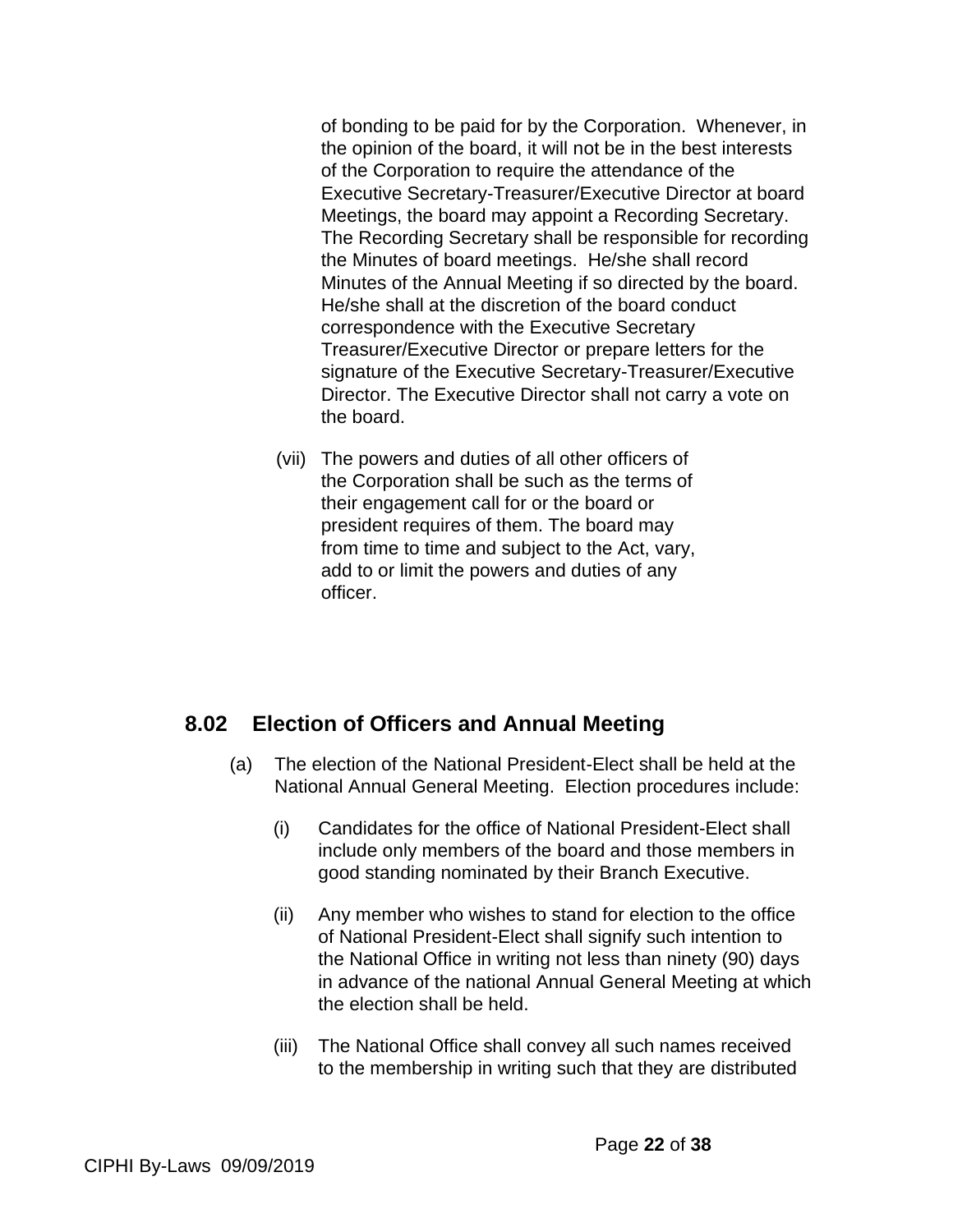of bonding to be paid for by the Corporation. Whenever, in the opinion of the board, it will not be in the best interests of the Corporation to require the attendance of the Executive Secretary-Treasurer/Executive Director at board Meetings, the board may appoint a Recording Secretary. The Recording Secretary shall be responsible for recording the Minutes of board meetings. He/she shall record Minutes of the Annual Meeting if so directed by the board. He/she shall at the discretion of the board conduct correspondence with the Executive Secretary Treasurer/Executive Director or prepare letters for the signature of the Executive Secretary-Treasurer/Executive Director. The Executive Director shall not carry a vote on the board.

(vii) The powers and duties of all other officers of the Corporation shall be such as the terms of their engagement call for or the board or president requires of them. The board may from time to time and subject to the Act, vary, add to or limit the powers and duties of any officer.

## 8.02 Election of Officers and Annual Meeting

(a) The election of the National President-Elect shall be held at the National Annual General Meeting. Election procedures include:

(i) Candidates for the office of National President-Elect shall include only members of the board and those members in good standing nominated by their Branch Executive.

(ii) Any member who wishes to stand for election to the office of National President-Elect shall signify such intention to the National Office in writing not less than ninety (90) days in advance of the national Annual General Meeting at which the election shall be held.

(iii) The National Office shall convey all such names received to the membership in writing such that they are distributed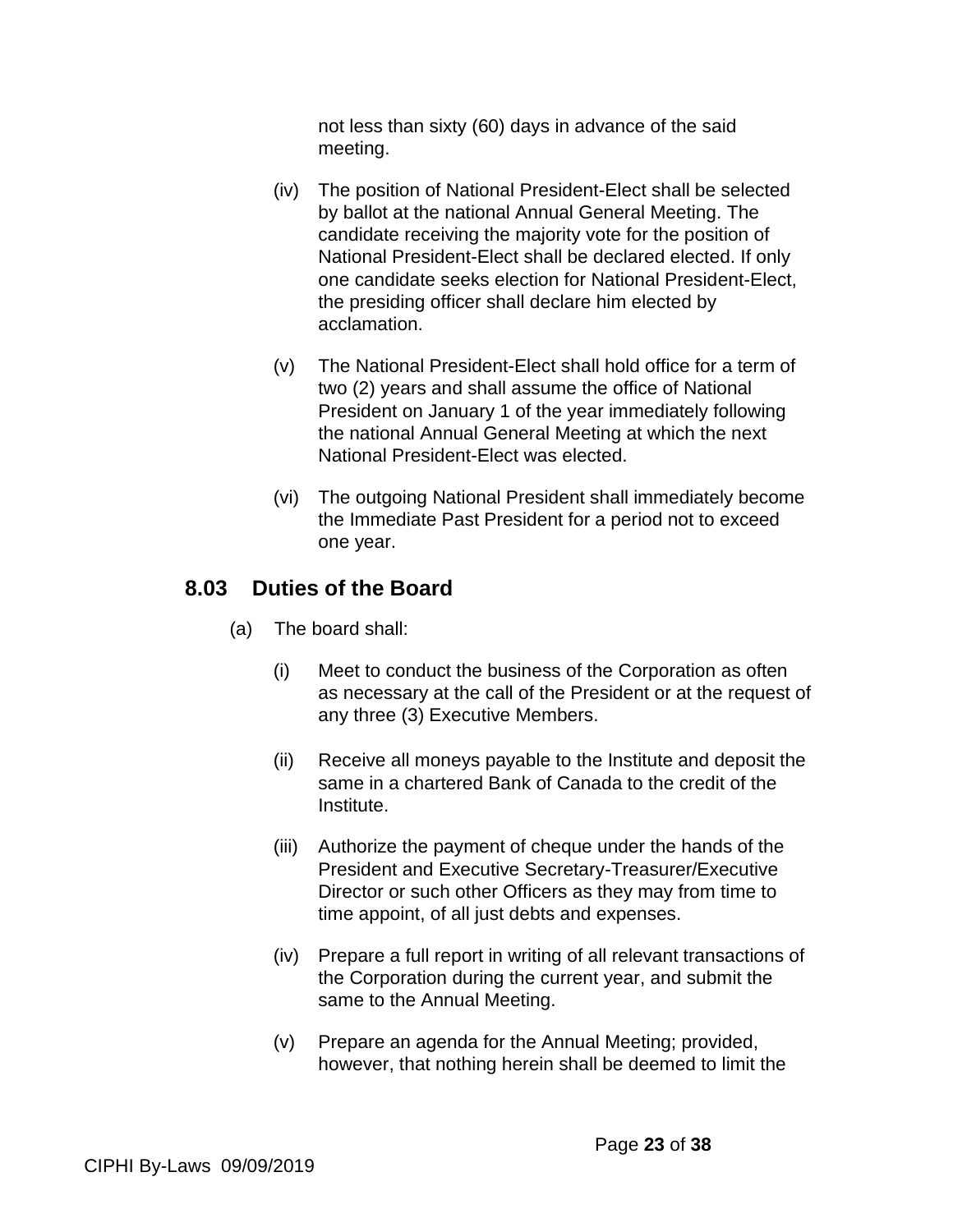not less than sixty (60) days in advance of the said meeting.

(iv) The position of National President-Elect shall be selected by ballot at the national Annual General Meeting. The candidate receiving the majority vote for the position of National President-Elect shall be declared elected. If only one candidate seeks election for National President-Elect, the presiding officer shall declare him elected by acclamation.

(v) The National President-Elect shall hold office for a term of two (2) years and shall assume the office of National President on January 1 of the year immediately following the national Annual General Meeting at which the next National President-Elect was elected.

(vi) The outgoing National President shall immediately become the Immediate Past President for a period not to exceed one year.

## 8.03 Duties of the Board

(a) The board shall:

(i) Meet to conduct the business of the Corporation as often as necessary at the call of the President or at the request of any three (3) Executive Members.

(ii) Receive all moneys payable to the Institute and deposit the same in a chartered Bank of Canada to the credit of the Institute.

(iii) Authorize the payment of cheque under the hands of the President and Executive Secretary-Treasurer/Executive Director or such other Officers as they may from time to time appoint, of all just debts and expenses.

(iv) Prepare a full report in writing of all relevant transactions of the Corporation during the current year, and submit the same to the Annual Meeting.

(v) Prepare an agenda for the Annual Meeting; provided, however, that nothing herein shall be deemed to limit the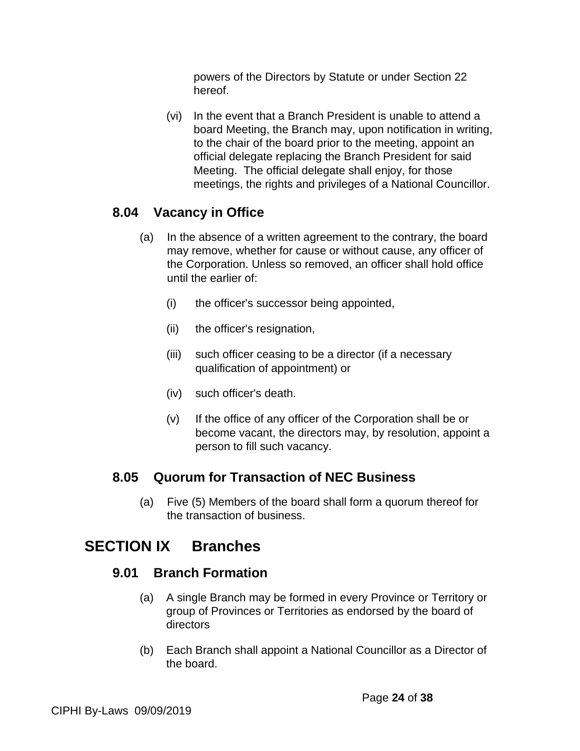powers of the Directors by Statute or under Section 22 hereof.

(vi) In the event that a Branch President is unable to attend a board Meeting, the Branch may, upon notification in writing, to the chair of the board prior to the meeting, appoint an official delegate replacing the Branch President for said Meeting. The official delegate shall enjoy, for those meetings, the rights and privileges of a National Councillor.

### 8.04 Vacancy in Office

(a) In the absence of a written agreement to the contrary, the board may remove, whether for cause or without cause, any officer of the Corporation. Unless so removed, an officer shall hold office until the earlier of:

(i) the officer's successor being appointed,

(ii) the officer's resignation,

(iii) such officer ceasing to be a director (if a necessary qualification of appointment) or

(iv) such officer's death.

(v) If the office of any officer of the Corporation shall be or become vacant, the directors may, by resolution, appoint a person to fill such vacancy.

### 8.05 Quorum for Transaction of NEC Business

(a) Five (5) Members of the board shall form a quorum thereof for the transaction of business.

## SECTION IX Branches

### 9.01 Branch Formation

(a) A single Branch may be formed in every Province or Territory or group of Provinces or Territories as endorsed by the board of directors

(b) Each Branch shall appoint a National Councillor as a Director of the board.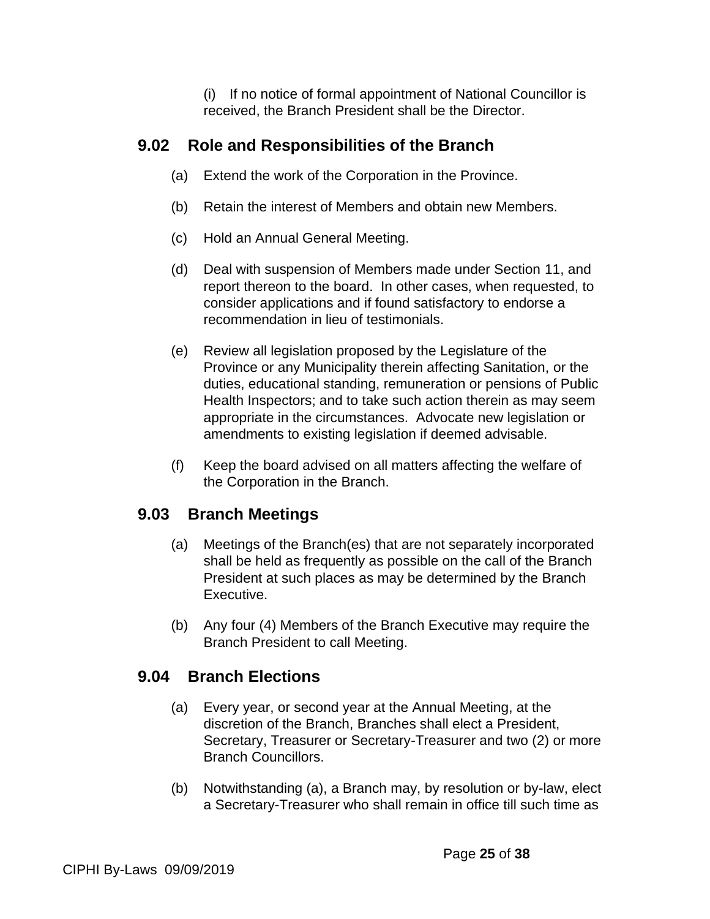(i) If no notice of formal appointment of National Councillor is received, the Branch President shall be the Director.

## 9.02 Role and Responsibilities of the Branch

(a) Extend the work of the Corporation in the Province.

(b) Retain the interest of Members and obtain new Members.

(c) Hold an Annual General Meeting.

(d) Deal with suspension of Members made under Section 11, and report thereon to the board. In other cases, when requested, to consider applications and if found satisfactory to endorse a recommendation in lieu of testimonials.

(e) Review all legislation proposed by the Legislature of the Province or any Municipality therein affecting Sanitation, or the duties, educational standing, remuneration or pensions of Public Health Inspectors; and to take such action therein as may seem appropriate in the circumstances. Advocate new legislation or amendments to existing legislation if deemed advisable.

(f) Keep the board advised on all matters affecting the welfare of the Corporation in the Branch.

## 9.03 Branch Meetings

(a) Meetings of the Branch(es) that are not separately incorporated shall be held as frequently as possible on the call of the Branch President at such places as may be determined by the Branch Executive.

(b) Any four (4) Members of the Branch Executive may require the Branch President to call Meeting.

## 9.04 Branch Elections

(a) Every year, or second year at the Annual Meeting, at the discretion of the Branch, Branches shall elect a President, Secretary, Treasurer or Secretary-Treasurer and two (2) or more Branch Councillors.

(b) Notwithstanding (a), a Branch may, by resolution or by-law, elect a Secretary-Treasurer who shall remain in office till such time as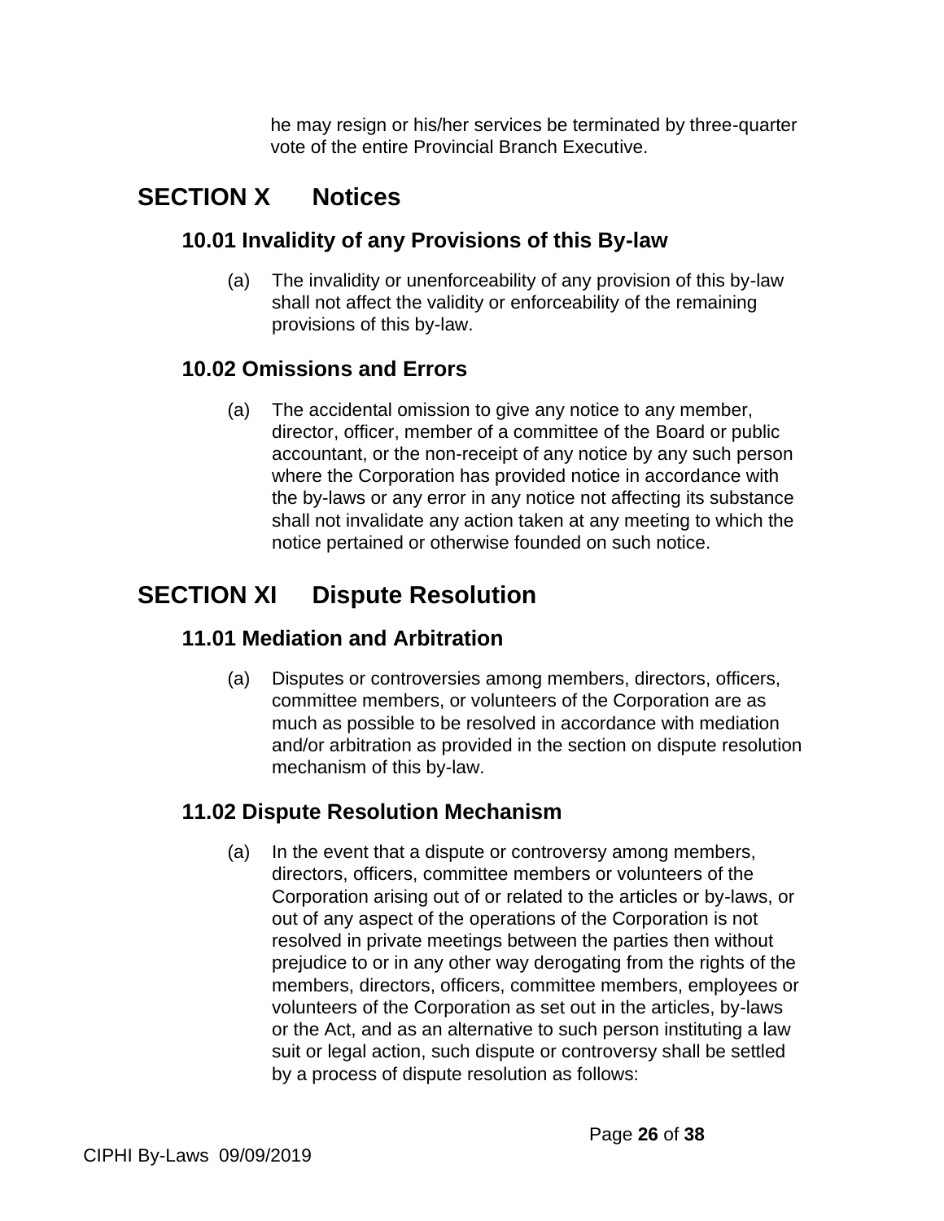he may resign or his/her services be terminated by three-quarter vote of the entire Provincial Branch Executive.

# SECTION X Notices

## 10.01 Invalidity of any Provisions of this By-law

(a) The invalidity or unenforceability of any provision of this by-law shall not affect the validity or enforceability of the remaining provisions of this by-law.

## 10.02 Omissions and Errors

(a) The accidental omission to give any notice to any member, director, officer, member of a committee of the Board or public accountant, or the non-receipt of any notice by any such person where the Corporation has provided notice in accordance with the by-laws or any error in any notice not affecting its substance shall not invalidate any action taken at any meeting to which the notice pertained or otherwise founded on such notice.

# SECTION XI Dispute Resolution

## 11.01 Mediation and Arbitration

(a) Disputes or controversies among members, directors, officers, committee members, or volunteers of the Corporation are as much as possible to be resolved in accordance with mediation and/or arbitration as provided in the section on dispute resolution mechanism of this by-law.

## 11.02 Dispute Resolution Mechanism

(a) In the event that a dispute or controversy among members, directors, officers, committee members or volunteers of the Corporation arising out of or related to the articles or by-laws, or out of any aspect of the operations of the Corporation is not resolved in private meetings between the parties then without prejudice to or in any other way derogating from the rights of the members, directors, officers, committee members, employees or volunteers of the Corporation as set out in the articles, by-laws or the Act, and as an alternative to such person instituting a law suit or legal action, such dispute or controversy shall be settled by a process of dispute resolution as follows: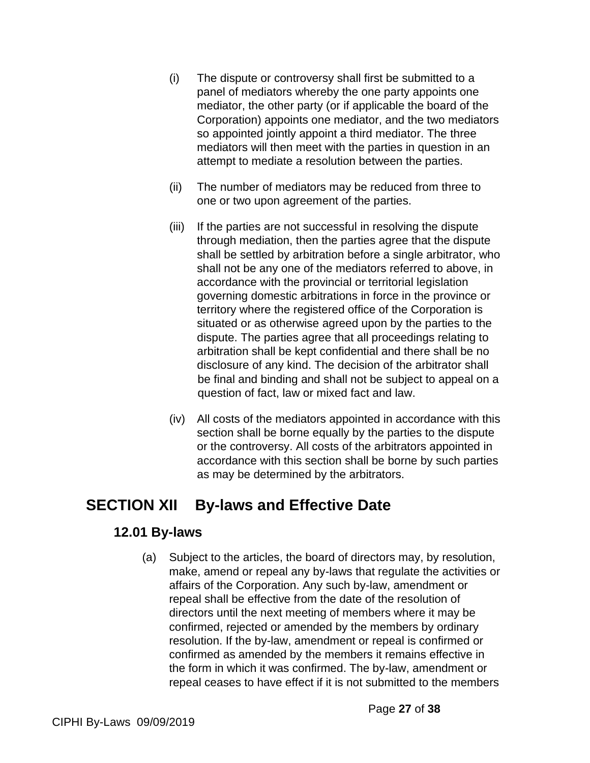(i) The dispute or controversy shall first be submitted to a panel of mediators whereby the one party appoints one mediator, the other party (or if applicable the board of the Corporation) appoints one mediator, and the two mediators so appointed jointly appoint a third mediator. The three mediators will then meet with the parties in question in an attempt to mediate a resolution between the parties.

(ii) The number of mediators may be reduced from three to one or two upon agreement of the parties.

(iii) If the parties are not successful in resolving the dispute through mediation, then the parties agree that the dispute shall be settled by arbitration before a single arbitrator, who shall not be any one of the mediators referred to above, in accordance with the provincial or territorial legislation governing domestic arbitrations in force in the province or territory where the registered office of the Corporation is situated or as otherwise agreed upon by the parties to the dispute. The parties agree that all proceedings relating to arbitration shall be kept confidential and there shall be no disclosure of any kind. The decision of the arbitrator shall be final and binding and shall not be subject to appeal on a question of fact, law or mixed fact and law.

(iv) All costs of the mediators appointed in accordance with this section shall be borne equally by the parties to the dispute or the controversy. All costs of the arbitrators appointed in accordance with this section shall be borne by such parties as may be determined by the arbitrators.

# SECTION XII By-laws and Effective Date

## 12.01 By-laws

(a) Subject to the articles, the board of directors may, by resolution, make, amend or repeal any by-laws that regulate the activities or affairs of the Corporation. Any such by-law, amendment or repeal shall be effective from the date of the resolution of directors until the next meeting of members where it may be confirmed, rejected or amended by the members by ordinary resolution. If the by-law, amendment or repeal is confirmed or confirmed as amended by the members it remains effective in the form in which it was confirmed. The by-law, amendment or repeal ceases to have effect if it is not submitted to the members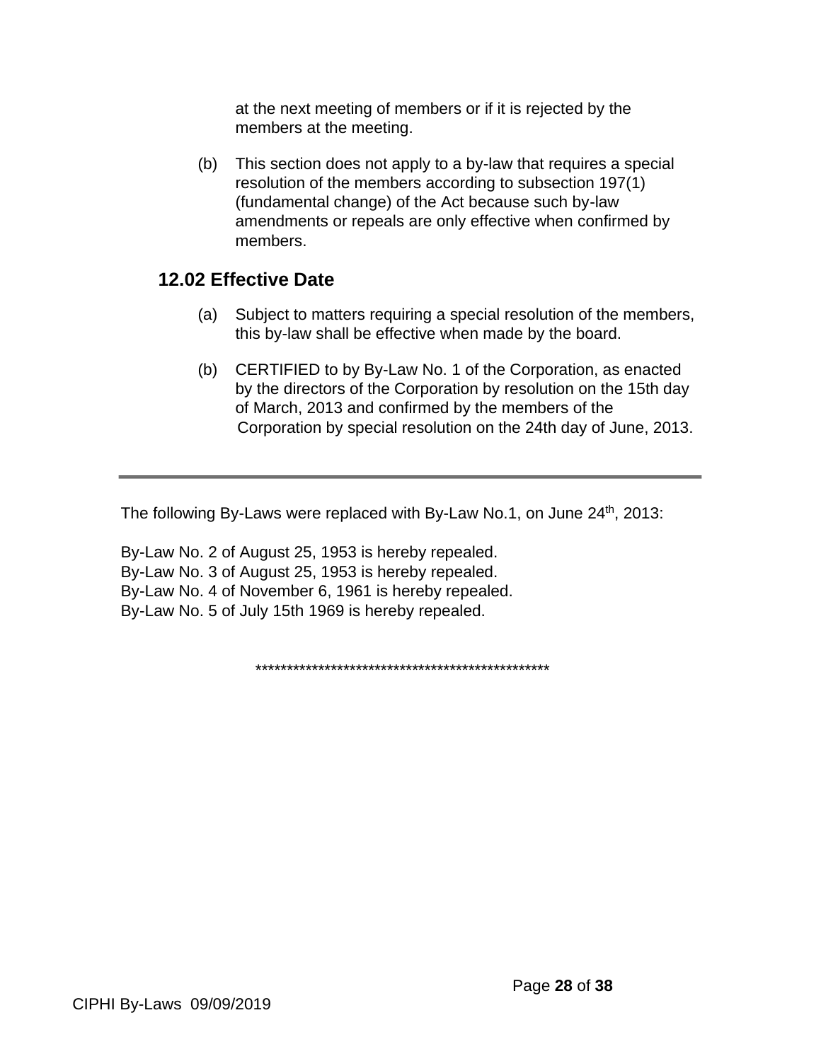at the next meeting of members or if it is rejected by the members at the meeting.

(b) This section does not apply to a by-law that requires a special resolution of the members according to subsection 197(1) (fundamental change) of the Act because such by-law amendments or repeals are only effective when confirmed by members.

## 12.02 Effective Date

(a) Subject to matters requiring a special resolution of the members, this by-law shall be effective when made by the board.

(b) CERTIFIED to by By-Law No. 1 of the Corporation, as enacted by the directors of the Corporation by resolution on the 15th day of March, 2013 and confirmed by the members of the Corporation by special resolution on the 24th day of June, 2013.

---

The following By-Laws were replaced with By-Law No.1, on June 24th, 2013:

By-Law No. 2 of August 25, 1953 is hereby repealed.
By-Law No. 3 of August 25, 1953 is hereby repealed.
By-Law No. 4 of November 6, 1961 is hereby repealed.
By-Law No. 5 of July 15th 1969 is hereby repealed.

***********************************************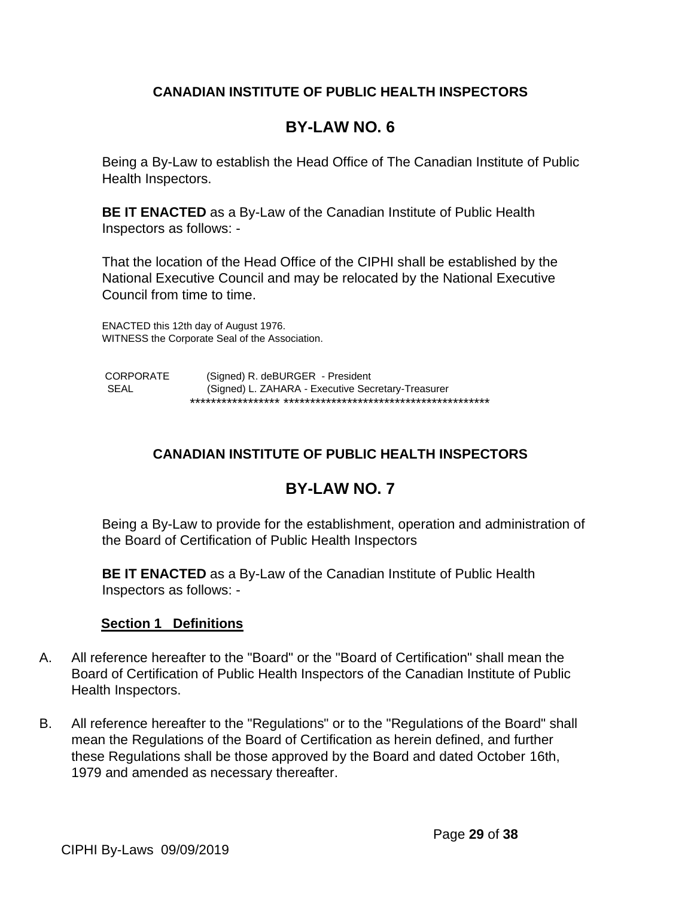**CANADIAN INSTITUTE OF PUBLIC HEALTH INSPECTORS**

# BY-LAW NO. 6

Being a By-Law to establish the Head Office of The Canadian Institute of Public Health Inspectors.

**BE IT ENACTED** as a By-Law of the Canadian Institute of Public Health Inspectors as follows: -

That the location of the Head Office of the CIPHI shall be established by the National Executive Council and may be relocated by the National Executive Council from time to time.

ENACTED this 12th day of August 1976.
WITNESS the Corporate Seal of the Association.

CORPORATE SEAL

(Signed) R. deBURGER - President
(Signed) L. ZAHARA - Executive Secretary-Treasurer

***************** ***************************************

**CANADIAN INSTITUTE OF PUBLIC HEALTH INSPECTORS**

# BY-LAW NO. 7

Being a By-Law to provide for the establishment, operation and administration of the Board of Certification of Public Health Inspectors

**BE IT ENACTED** as a By-Law of the Canadian Institute of Public Health Inspectors as follows: -

**Section 1 Definitions**

A. All reference hereafter to the "Board" or the "Board of Certification" shall mean the Board of Certification of Public Health Inspectors of the Canadian Institute of Public Health Inspectors.

B. All reference hereafter to the "Regulations" or to the "Regulations of the Board" shall mean the Regulations of the Board of Certification as herein defined, and further these Regulations shall be those approved by the Board and dated October 16th, 1979 and amended as necessary thereafter.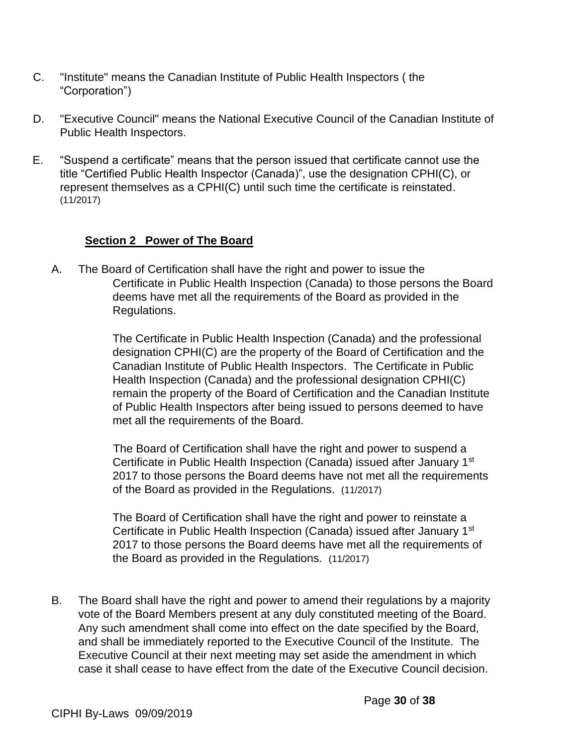C. "Institute" means the Canadian Institute of Public Health Inspectors ( the "Corporation")

D. "Executive Council" means the National Executive Council of the Canadian Institute of Public Health Inspectors.

E. "Suspend a certificate" means that the person issued that certificate cannot use the title "Certified Public Health Inspector (Canada)", use the designation CPHI(C), or represent themselves as a CPHI(C) until such time the certificate is reinstated. (11/2017)

### Section 2 Power of The Board

A. The Board of Certification shall have the right and power to issue the Certificate in Public Health Inspection (Canada) to those persons the Board deems have met all the requirements of the Board as provided in the Regulations.

   The Certificate in Public Health Inspection (Canada) and the professional designation CPHI(C) are the property of the Board of Certification and the Canadian Institute of Public Health Inspectors. The Certificate in Public Health Inspection (Canada) and the professional designation CPHI(C) remain the property of the Board of Certification and the Canadian Institute of Public Health Inspectors after being issued to persons deemed to have met all the requirements of the Board.

   The Board of Certification shall have the right and power to suspend a Certificate in Public Health Inspection (Canada) issued after January 1st 2017 to those persons the Board deems have not met all the requirements of the Board as provided in the Regulations. (11/2017)

   The Board of Certification shall have the right and power to reinstate a Certificate in Public Health Inspection (Canada) issued after January 1st 2017 to those persons the Board deems have met all the requirements of the Board as provided in the Regulations. (11/2017)

B. The Board shall have the right and power to amend their regulations by a majority vote of the Board Members present at any duly constituted meeting of the Board. Any such amendment shall come into effect on the date specified by the Board, and shall be immediately reported to the Executive Council of the Institute. The Executive Council at their next meeting may set aside the amendment in which case it shall cease to have effect from the date of the Executive Council decision.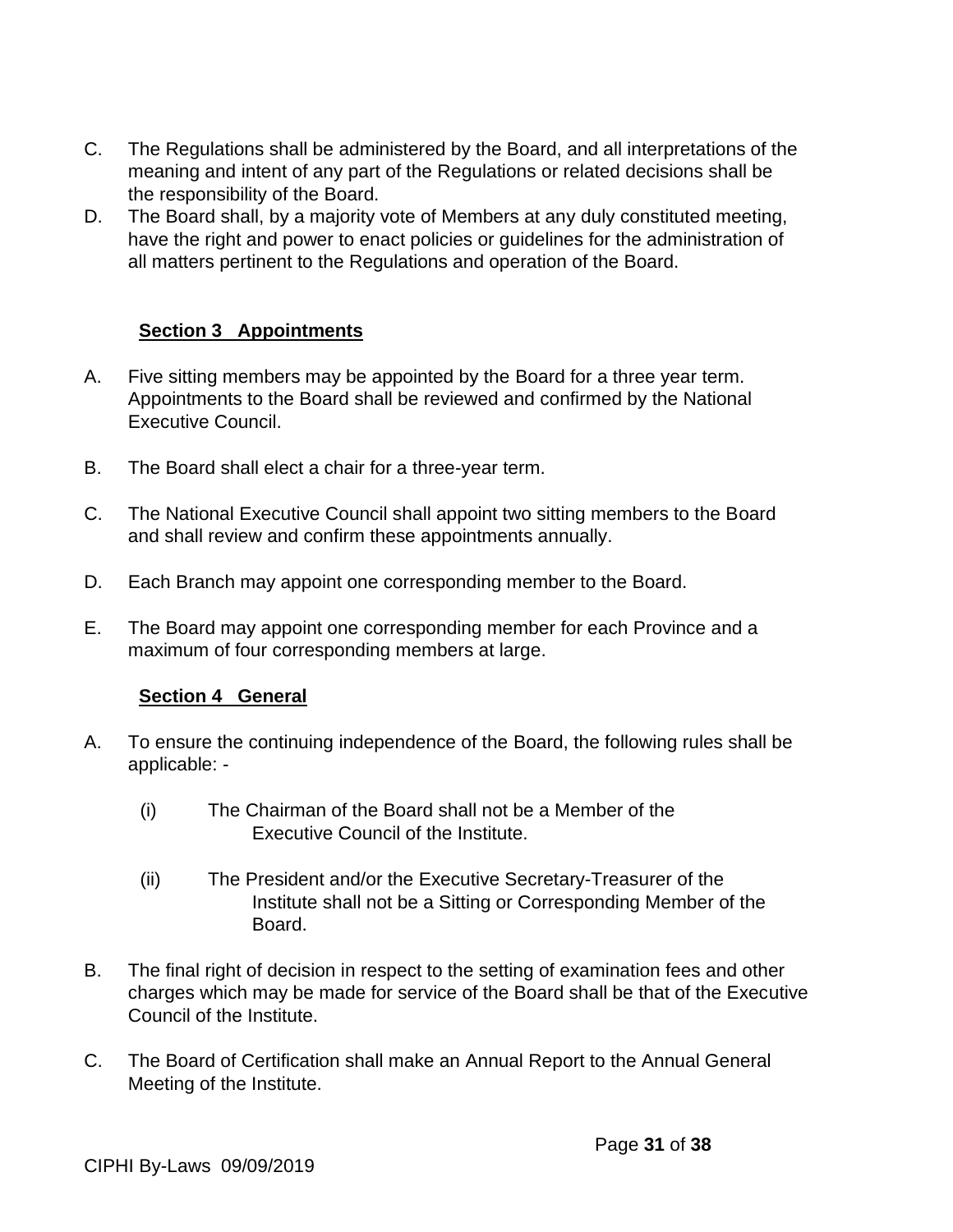C. The Regulations shall be administered by the Board, and all interpretations of the meaning and intent of any part of the Regulations or related decisions shall be the responsibility of the Board.

D. The Board shall, by a majority vote of Members at any duly constituted meeting, have the right and power to enact policies or guidelines for the administration of all matters pertinent to the Regulations and operation of the Board.

### Section 3 Appointments

A. Five sitting members may be appointed by the Board for a three year term. Appointments to the Board shall be reviewed and confirmed by the National Executive Council.

B. The Board shall elect a chair for a three-year term.

C. The National Executive Council shall appoint two sitting members to the Board and shall review and confirm these appointments annually.

D. Each Branch may appoint one corresponding member to the Board.

E. The Board may appoint one corresponding member for each Province and a maximum of four corresponding members at large.

### Section 4 General

A. To ensure the continuing independence of the Board, the following rules shall be applicable: -

   (i) The Chairman of the Board shall not be a Member of the Executive Council of the Institute.

   (ii) The President and/or the Executive Secretary-Treasurer of the Institute shall not be a Sitting or Corresponding Member of the Board.

B. The final right of decision in respect to the setting of examination fees and other charges which may be made for service of the Board shall be that of the Executive Council of the Institute.

C. The Board of Certification shall make an Annual Report to the Annual General Meeting of the Institute.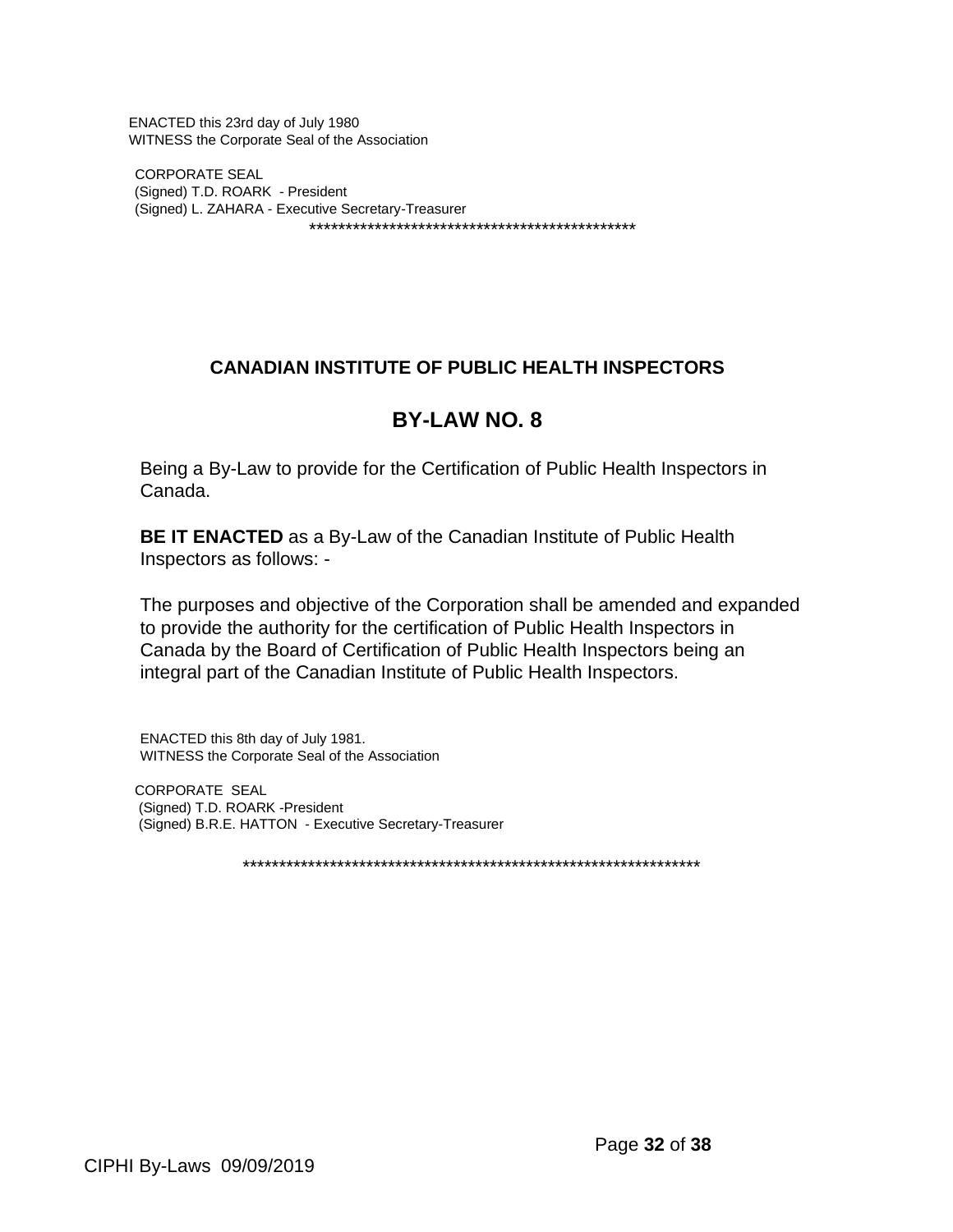ENACTED this 23rd day of July 1980
WITNESS the Corporate Seal of the Association

CORPORATE SEAL
(Signed) T.D. ROARK - President
(Signed) L. ZAHARA - Executive Secretary-Treasurer

*********************************************

## CANADIAN INSTITUTE OF PUBLIC HEALTH INSPECTORS

# BY-LAW NO. 8

Being a By-Law to provide for the Certification of Public Health Inspectors in Canada.

**BE IT ENACTED** as a By-Law of the Canadian Institute of Public Health Inspectors as follows: -

The purposes and objective of the Corporation shall be amended and expanded to provide the authority for the certification of Public Health Inspectors in Canada by the Board of Certification of Public Health Inspectors being an integral part of the Canadian Institute of Public Health Inspectors.

ENACTED this 8th day of July 1981.
WITNESS the Corporate Seal of the Association

CORPORATE SEAL
(Signed) T.D. ROARK -President
(Signed) B.R.E. HATTON - Executive Secretary-Treasurer

****************************************************************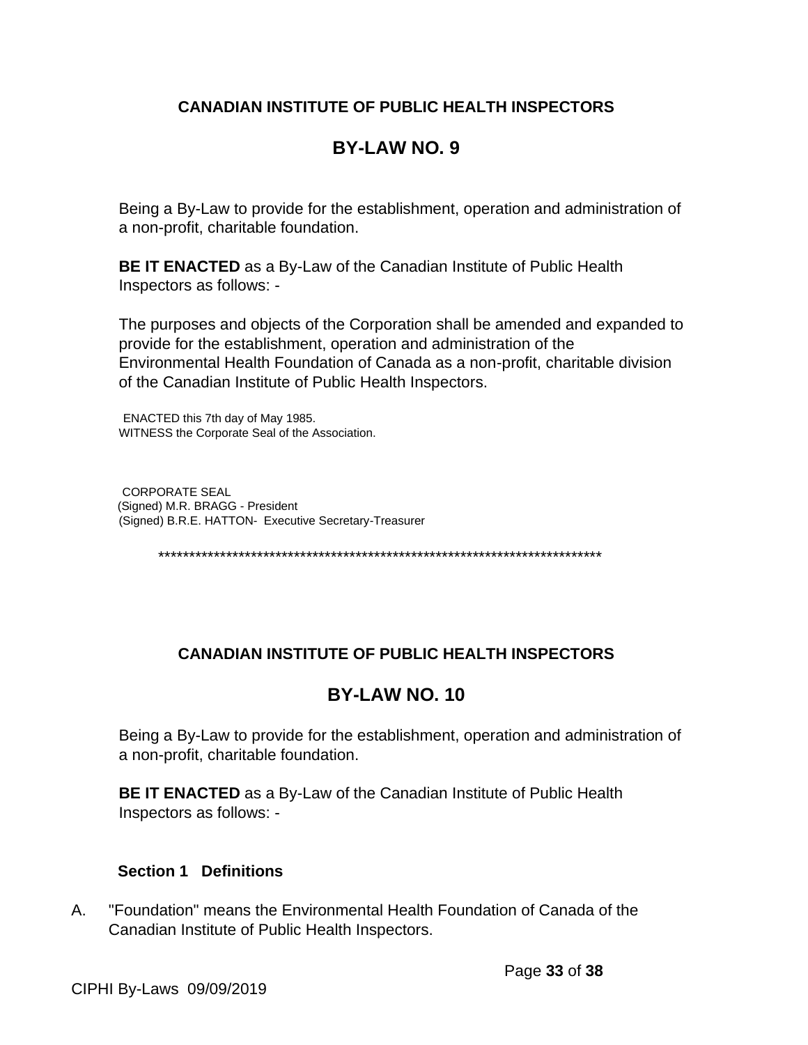**CANADIAN INSTITUTE OF PUBLIC HEALTH INSPECTORS**

# BY-LAW NO. 9

Being a By-Law to provide for the establishment, operation and administration of a non-profit, charitable foundation.

**BE IT ENACTED** as a By-Law of the Canadian Institute of Public Health Inspectors as follows: -

The purposes and objects of the Corporation shall be amended and expanded to provide for the establishment, operation and administration of the Environmental Health Foundation of Canada as a non-profit, charitable division of the Canadian Institute of Public Health Inspectors.

ENACTED this 7th day of May 1985.
WITNESS the Corporate Seal of the Association.

CORPORATE SEAL
(Signed) M.R. BRAGG - President
(Signed) B.R.E. HATTON- Executive Secretary-Treasurer

*************************************************************************

**CANADIAN INSTITUTE OF PUBLIC HEALTH INSPECTORS**

# BY-LAW NO. 10

Being a By-Law to provide for the establishment, operation and administration of a non-profit, charitable foundation.

**BE IT ENACTED** as a By-Law of the Canadian Institute of Public Health Inspectors as follows: -

### Section 1 Definitions

A. "Foundation" means the Environmental Health Foundation of Canada of the Canadian Institute of Public Health Inspectors.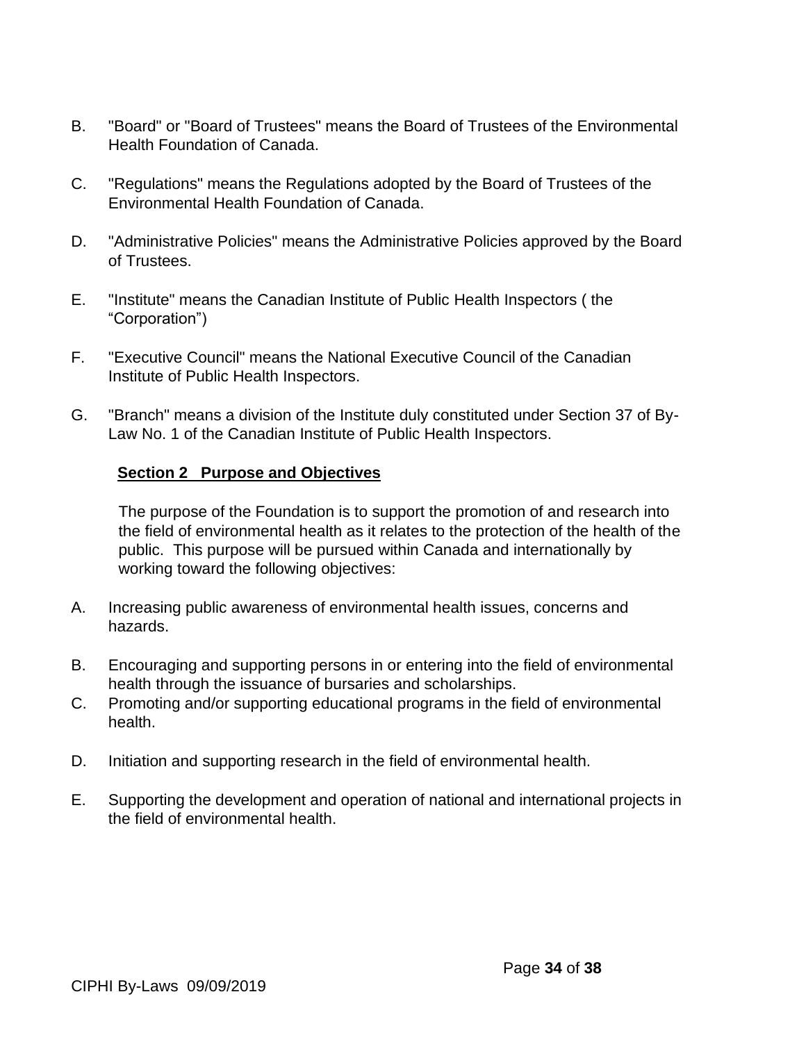B. "Board" or "Board of Trustees" means the Board of Trustees of the Environmental Health Foundation of Canada.

C. "Regulations" means the Regulations adopted by the Board of Trustees of the Environmental Health Foundation of Canada.

D. "Administrative Policies" means the Administrative Policies approved by the Board of Trustees.

E. "Institute" means the Canadian Institute of Public Health Inspectors ( the "Corporation")

F. "Executive Council" means the National Executive Council of the Canadian Institute of Public Health Inspectors.

G. "Branch" means a division of the Institute duly constituted under Section 37 of By-Law No. 1 of the Canadian Institute of Public Health Inspectors.

### Section 2 Purpose and Objectives

The purpose of the Foundation is to support the promotion of and research into the field of environmental health as it relates to the protection of the health of the public. This purpose will be pursued within Canada and internationally by working toward the following objectives:

A. Increasing public awareness of environmental health issues, concerns and hazards.

B. Encouraging and supporting persons in or entering into the field of environmental health through the issuance of bursaries and scholarships.

C. Promoting and/or supporting educational programs in the field of environmental health.

D. Initiation and supporting research in the field of environmental health.

E. Supporting the development and operation of national and international projects in the field of environmental health.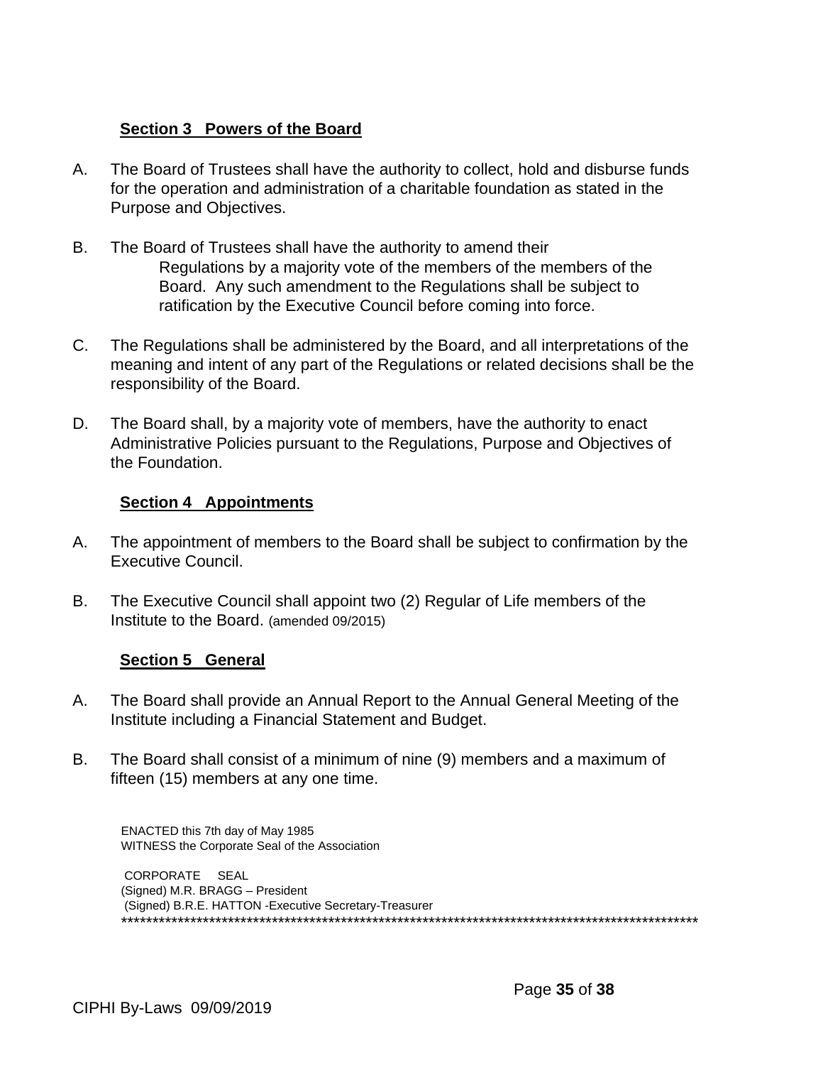### Section 3 Powers of the Board

A. The Board of Trustees shall have the authority to collect, hold and disburse funds for the operation and administration of a charitable foundation as stated in the Purpose and Objectives.

B. The Board of Trustees shall have the authority to amend their Regulations by a majority vote of the members of the members of the Board. Any such amendment to the Regulations shall be subject to ratification by the Executive Council before coming into force.

C. The Regulations shall be administered by the Board, and all interpretations of the meaning and intent of any part of the Regulations or related decisions shall be the responsibility of the Board.

D. The Board shall, by a majority vote of members, have the authority to enact Administrative Policies pursuant to the Regulations, Purpose and Objectives of the Foundation.

### Section 4 Appointments

A. The appointment of members to the Board shall be subject to confirmation by the Executive Council.

B. The Executive Council shall appoint two (2) Regular of Life members of the Institute to the Board. (amended 09/2015)

### Section 5 General

A. The Board shall provide an Annual Report to the Annual General Meeting of the Institute including a Financial Statement and Budget.

B. The Board shall consist of a minimum of nine (9) members and a maximum of fifteen (15) members at any one time.

ENACTED this 7th day of May 1985
WITNESS the Corporate Seal of the Association

CORPORATE SEAL
(Signed) M.R. BRAGG – President
(Signed) B.R.E. HATTON -Executive Secretary-Treasurer
*********************************************************************************************

CIPHI By-Laws 09/09/2019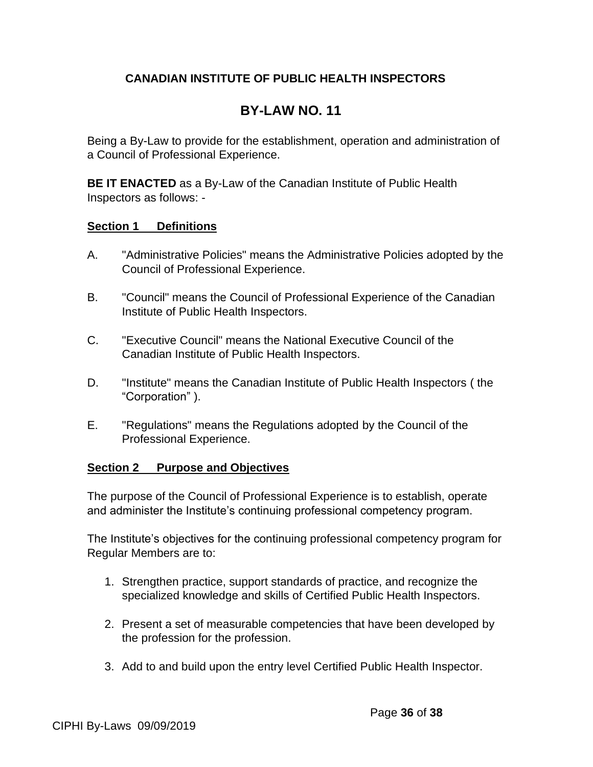**CANADIAN INSTITUTE OF PUBLIC HEALTH INSPECTORS**

# BY-LAW NO. 11

Being a By-Law to provide for the establishment, operation and administration of a Council of Professional Experience.

**BE IT ENACTED** as a By-Law of the Canadian Institute of Public Health Inspectors as follows: -

## Section 1 Definitions

A. "Administrative Policies" means the Administrative Policies adopted by the Council of Professional Experience.

B. "Council" means the Council of Professional Experience of the Canadian Institute of Public Health Inspectors.

C. "Executive Council" means the National Executive Council of the Canadian Institute of Public Health Inspectors.

D. "Institute" means the Canadian Institute of Public Health Inspectors ( the “Corporation” ).

E. "Regulations" means the Regulations adopted by the Council of the Professional Experience.

## Section 2 Purpose and Objectives

The purpose of the Council of Professional Experience is to establish, operate and administer the Institute’s continuing professional competency program.

The Institute’s objectives for the continuing professional competency program for Regular Members are to:

1. Strengthen practice, support standards of practice, and recognize the specialized knowledge and skills of Certified Public Health Inspectors.

2. Present a set of measurable competencies that have been developed by the profession for the profession.

3. Add to and build upon the entry level Certified Public Health Inspector.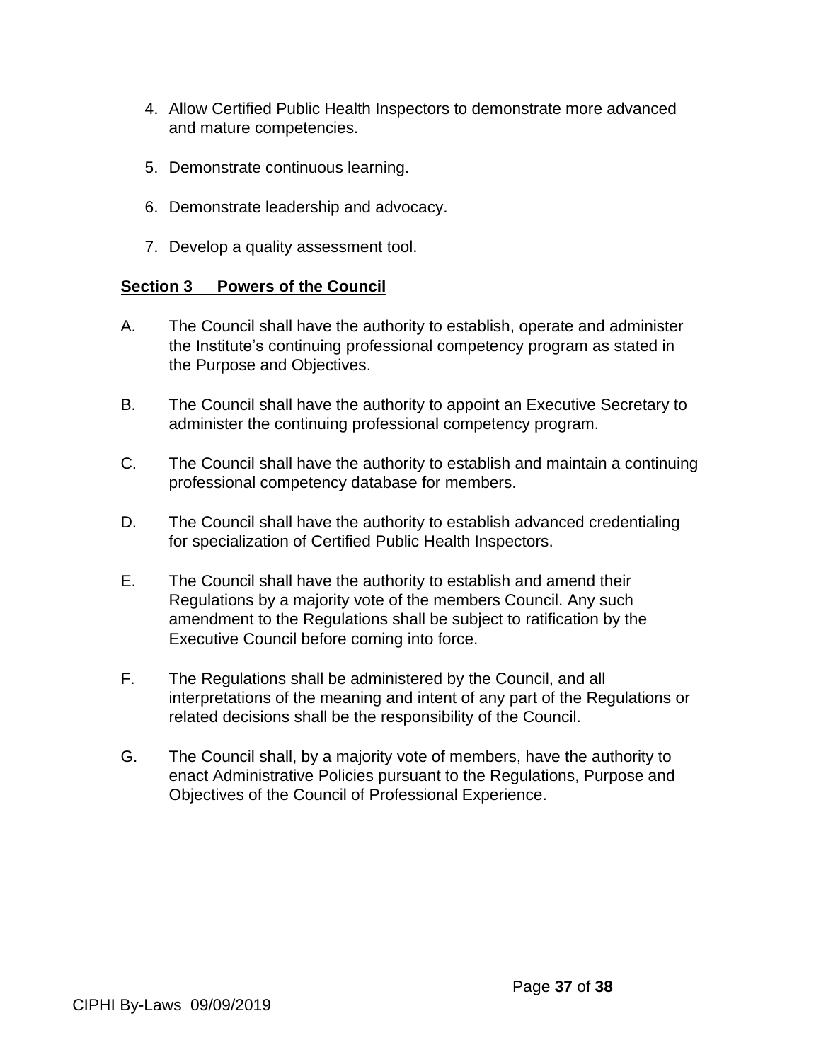4. Allow Certified Public Health Inspectors to demonstrate more advanced and mature competencies.

5. Demonstrate continuous learning.

6. Demonstrate leadership and advocacy.

7. Develop a quality assessment tool.

**Section 3 Powers of the Council**

A. The Council shall have the authority to establish, operate and administer the Institute's continuing professional competency program as stated in the Purpose and Objectives.

B. The Council shall have the authority to appoint an Executive Secretary to administer the continuing professional competency program.

C. The Council shall have the authority to establish and maintain a continuing professional competency database for members.

D. The Council shall have the authority to establish advanced credentialing for specialization of Certified Public Health Inspectors.

E. The Council shall have the authority to establish and amend their Regulations by a majority vote of the members Council. Any such amendment to the Regulations shall be subject to ratification by the Executive Council before coming into force.

F. The Regulations shall be administered by the Council, and all interpretations of the meaning and intent of any part of the Regulations or related decisions shall be the responsibility of the Council.

G. The Council shall, by a majority vote of members, have the authority to enact Administrative Policies pursuant to the Regulations, Purpose and Objectives of the Council of Professional Experience.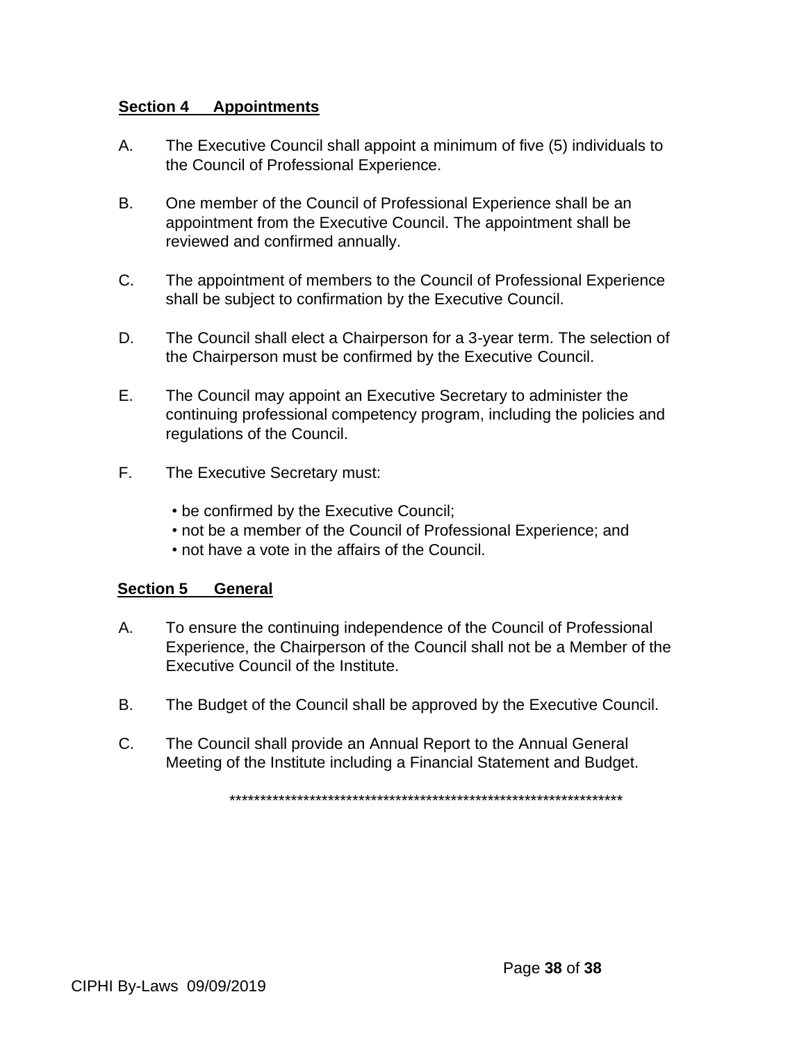**Section 4 Appointments**

A. The Executive Council shall appoint a minimum of five (5) individuals to the Council of Professional Experience.

B. One member of the Council of Professional Experience shall be an appointment from the Executive Council. The appointment shall be reviewed and confirmed annually.

C. The appointment of members to the Council of Professional Experience shall be subject to confirmation by the Executive Council.

D. The Council shall elect a Chairperson for a 3-year term. The selection of the Chairperson must be confirmed by the Executive Council.

E. The Council may appoint an Executive Secretary to administer the continuing professional competency program, including the policies and regulations of the Council.

F. The Executive Secretary must:

- be confirmed by the Executive Council;
- not be a member of the Council of Professional Experience; and
- not have a vote in the affairs of the Council.

**Section 5 General**

A. To ensure the continuing independence of the Council of Professional Experience, the Chairperson of the Council shall not be a Member of the Executive Council of the Institute.

B. The Budget of the Council shall be approved by the Executive Council.

C. The Council shall provide an Annual Report to the Annual General Meeting of the Institute including a Financial Statement and Budget.

*****************************************************************